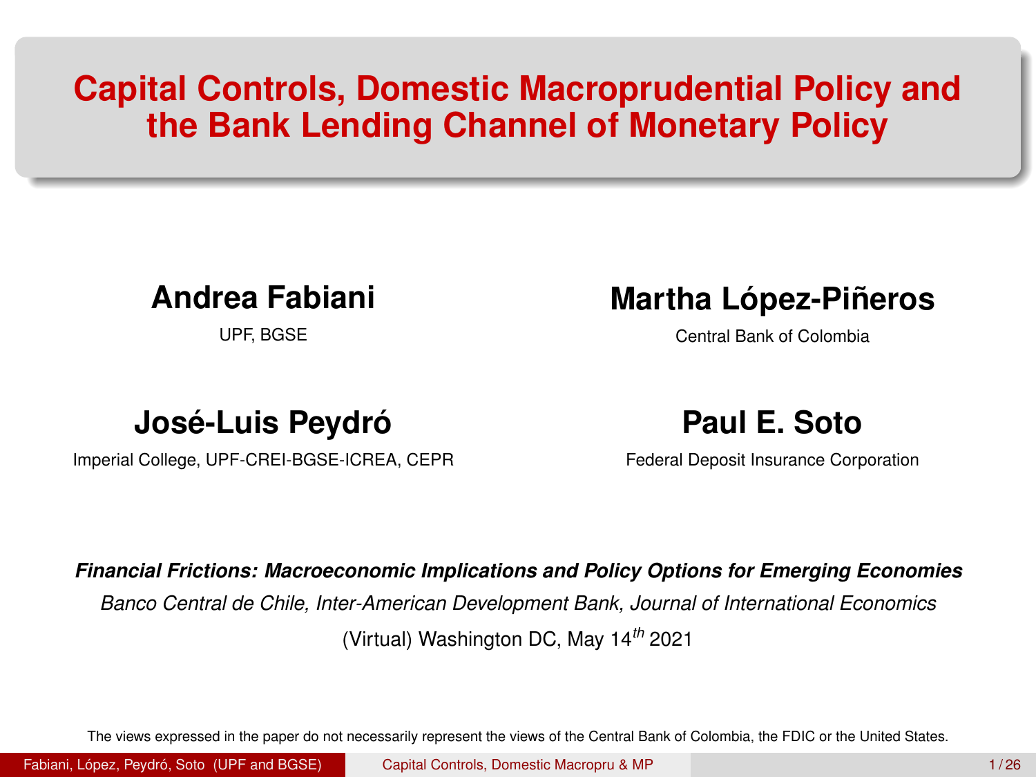# Capital Controls, Domestic Macroprudential Policy and the Bank Lending Channel of Monetary Policy

**Andrea Fabiani**
UPF, BGSE

**Martha López-Piñeros**
Central Bank of Colombia

**José-Luis Peydró**
Imperial College, UPF-CREI-BGSE-ICREA, CEPR

**Paul E. Soto**
Federal Deposit Insurance Corporation

***Financial Frictions: Macroeconomic Implications and Policy Options for Emerging Economies***

*Banco Central de Chile, Inter-American Development Bank, Journal of International Economics*

(Virtual) Washington DC, May 14$^{th}$ 2021

The views expressed in the paper do not necessarily represent the views of the Central Bank of Colombia, the FDIC or the United States.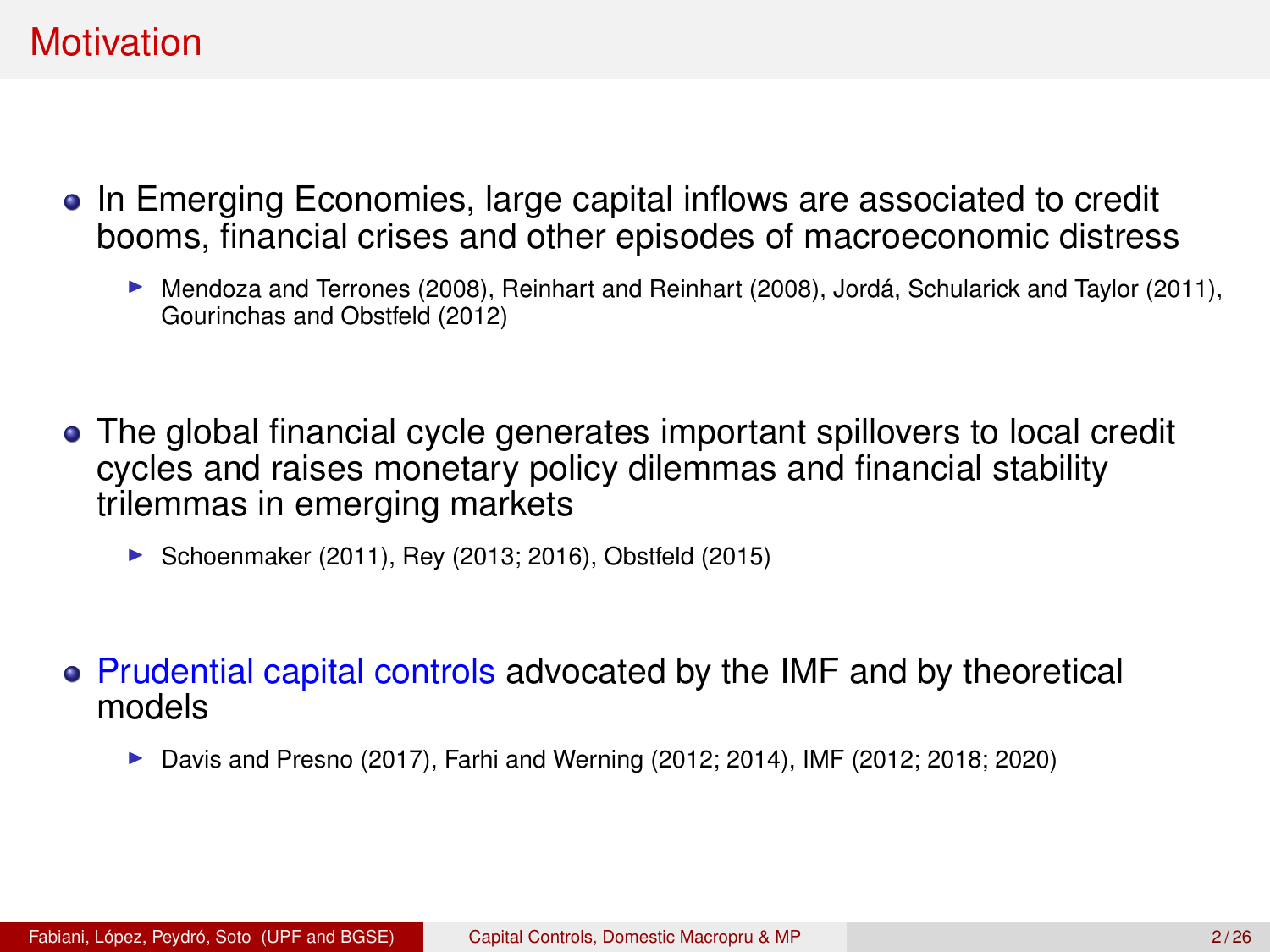# Motivation

- In Emerging Economies, large capital inflows are associated to credit booms, financial crises and other episodes of macroeconomic distress
  - Mendoza and Terrones (2008), Reinhart and Reinhart (2008), Jordá, Schularick and Taylor (2011), Gourinchas and Obstfeld (2012)

- The global financial cycle generates important spillovers to local credit cycles and raises monetary policy dilemmas and financial stability trilemmas in emerging markets
  - Schoenmaker (2011), Rey (2013; 2016), Obstfeld (2015)

- Prudential capital controls advocated by the IMF and by theoretical models
  - Davis and Presno (2017), Farhi and Werning (2012; 2014), IMF (2012; 2018; 2020)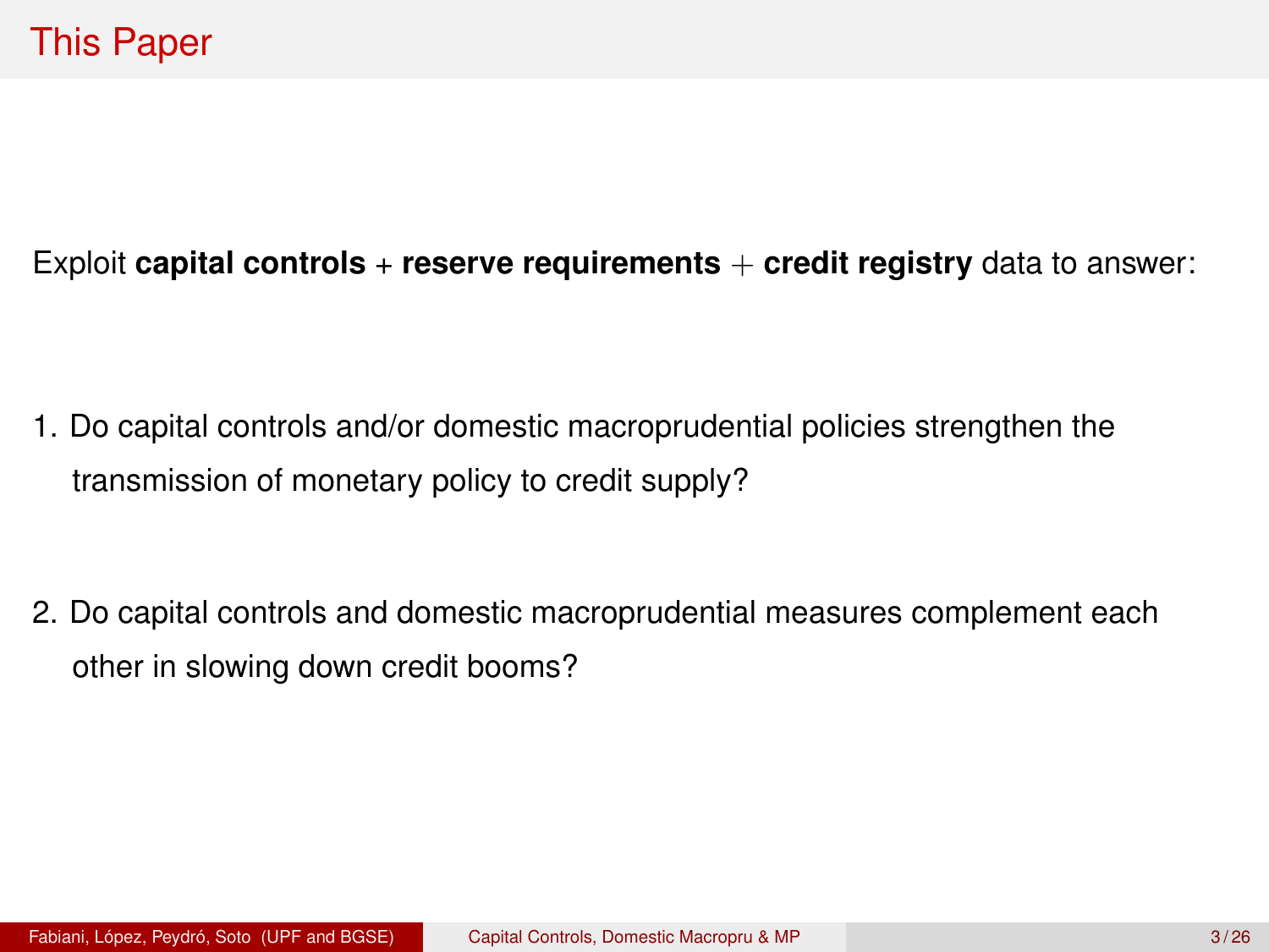# This Paper

Exploit **capital controls** + **reserve requirements** + **credit registry** data to answer:

1. Do capital controls and/or domestic macroprudential policies strengthen the transmission of monetary policy to credit supply?

2. Do capital controls and domestic macroprudential measures complement each other in slowing down credit booms?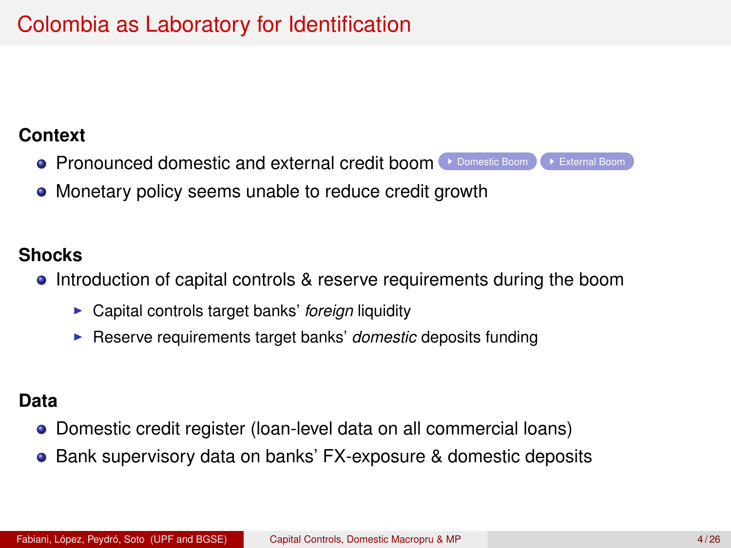# Colombia as Laboratory for Identification

**Context**

- Pronounced domestic and external credit boom [Domestic Boom] [External Boom]
- Monetary policy seems unable to reduce credit growth

**Shocks**

- Introduction of capital controls & reserve requirements during the boom
  - Capital controls target banks' *foreign* liquidity
  - Reserve requirements target banks' *domestic* deposits funding

**Data**

- Domestic credit register (loan-level data on all commercial loans)
- Bank supervisory data on banks' FX-exposure & domestic deposits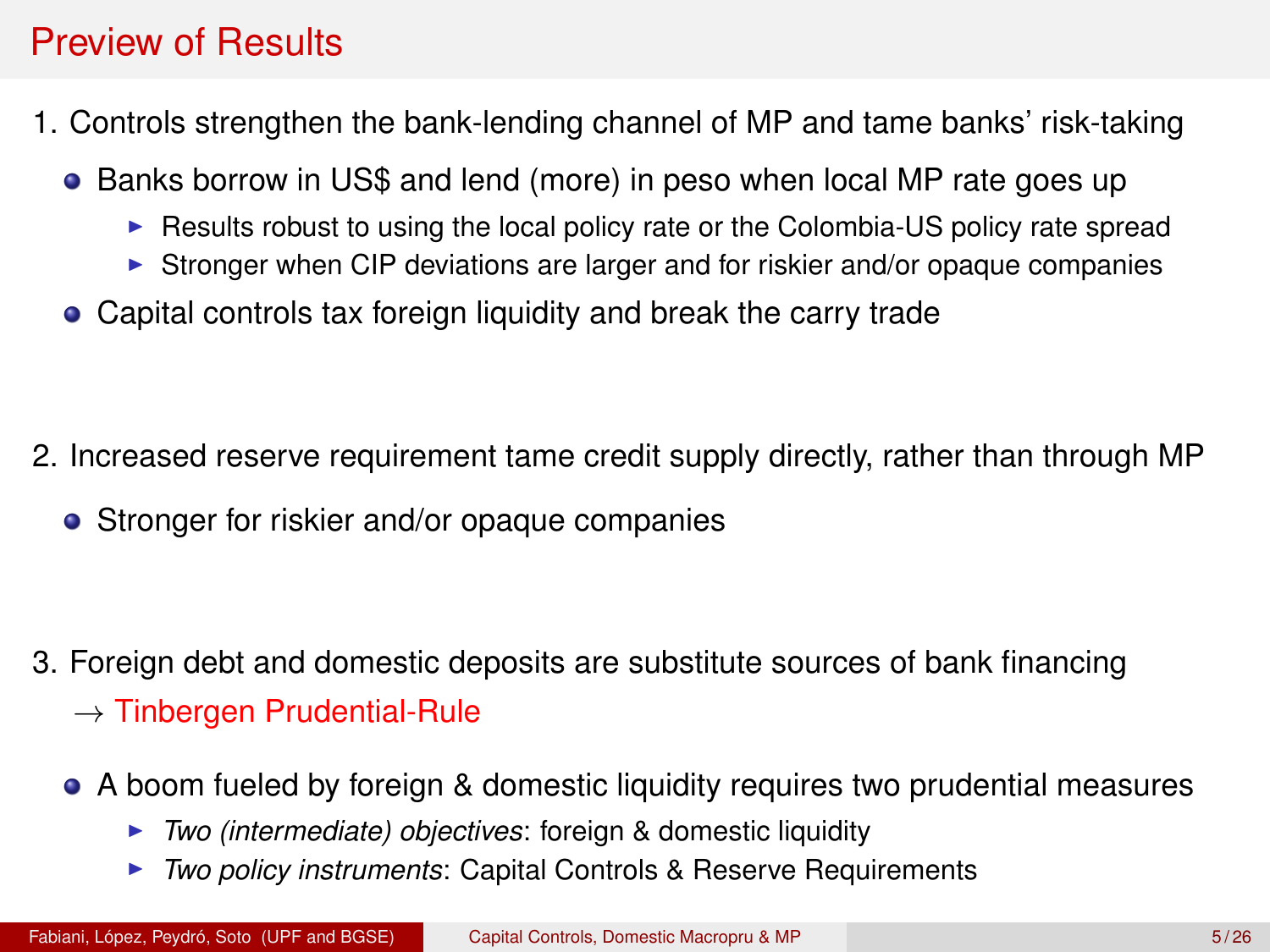# Preview of Results

1. Controls strengthen the bank-lending channel of MP and tame banks' risk-taking
   - Banks borrow in US$ and lend (more) in peso when local MP rate goes up
     - Results robust to using the local policy rate or the Colombia-US policy rate spread
     - Stronger when CIP deviations are larger and for riskier and/or opaque companies
   - Capital controls tax foreign liquidity and break the carry trade

2. Increased reserve requirement tame credit supply directly, rather than through MP
   - Stronger for riskier and/or opaque companies

3. Foreign debt and domestic deposits are substitute sources of bank financing
   $\rightarrow$ Tinbergen Prudential-Rule
   - A boom fueled by foreign & domestic liquidity requires two prudential measures
     - *Two (intermediate) objectives*: foreign & domestic liquidity
     - *Two policy instruments*: Capital Controls & Reserve Requirements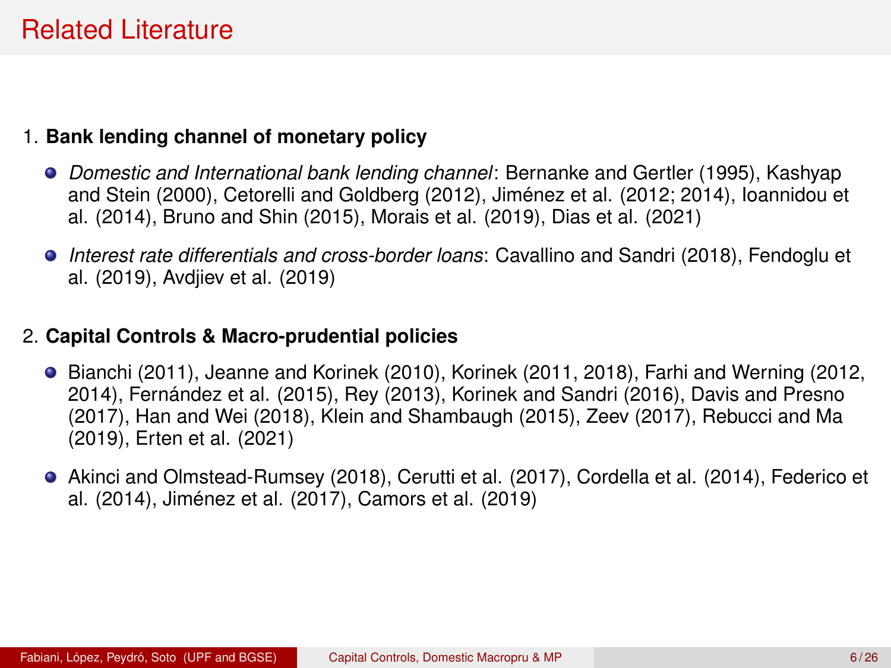# Related Literature

1. **Bank lending channel of monetary policy**
   - *Domestic and International bank lending channel*: Bernanke and Gertler (1995), Kashyap and Stein (2000), Cetorelli and Goldberg (2012), Jiménez et al. (2012; 2014), Ioannidou et al. (2014), Bruno and Shin (2015), Morais et al. (2019), Dias et al. (2021)
   - *Interest rate differentials and cross-border loans*: Cavallino and Sandri (2018), Fendoglu et al. (2019), Avdjiev et al. (2019)

2. **Capital Controls & Macro-prudential policies**
   - Bianchi (2011), Jeanne and Korinek (2010), Korinek (2011, 2018), Farhi and Werning (2012, 2014), Fernández et al. (2015), Rey (2013), Korinek and Sandri (2016), Davis and Presno (2017), Han and Wei (2018), Klein and Shambaugh (2015), Zeev (2017), Rebucci and Ma (2019), Erten et al. (2021)
   - Akinci and Olmstead-Rumsey (2018), Cerutti et al. (2017), Cordella et al. (2014), Federico et al. (2014), Jiménez et al. (2017), Camors et al. (2019)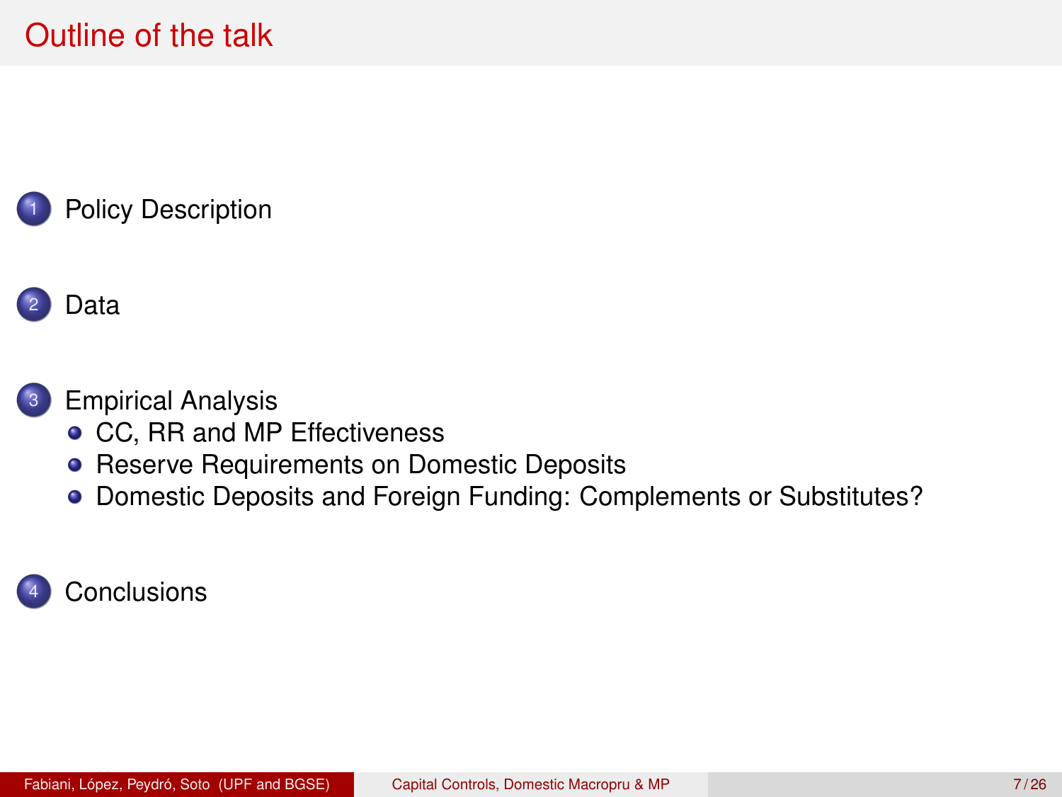# Outline of the talk

1. Policy Description
2. Data
3. Empirical Analysis
   - CC, RR and MP Effectiveness
   - Reserve Requirements on Domestic Deposits
   - Domestic Deposits and Foreign Funding: Complements or Substitutes?
4. Conclusions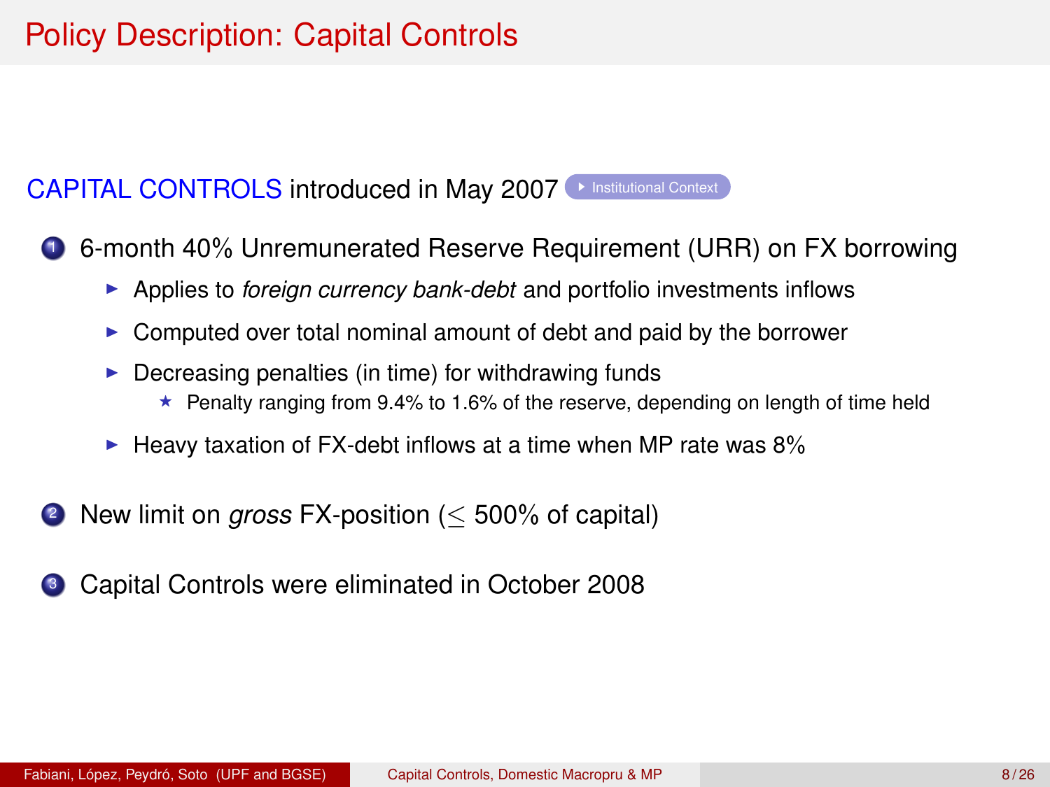# Policy Description: Capital Controls

CAPITAL CONTROLS introduced in May 2007 ▸ Institutional Context

1. 6-month 40% Unremunerated Reserve Requirement (URR) on FX borrowing
   - Applies to *foreign currency bank-debt* and portfolio investments inflows
   - Computed over total nominal amount of debt and paid by the borrower
   - Decreasing penalties (in time) for withdrawing funds
     - Penalty ranging from 9.4% to 1.6% of the reserve, depending on length of time held
   - Heavy taxation of FX-debt inflows at a time when MP rate was 8%

2. New limit on *gross* FX-position ($\leq$ 500% of capital)

3. Capital Controls were eliminated in October 2008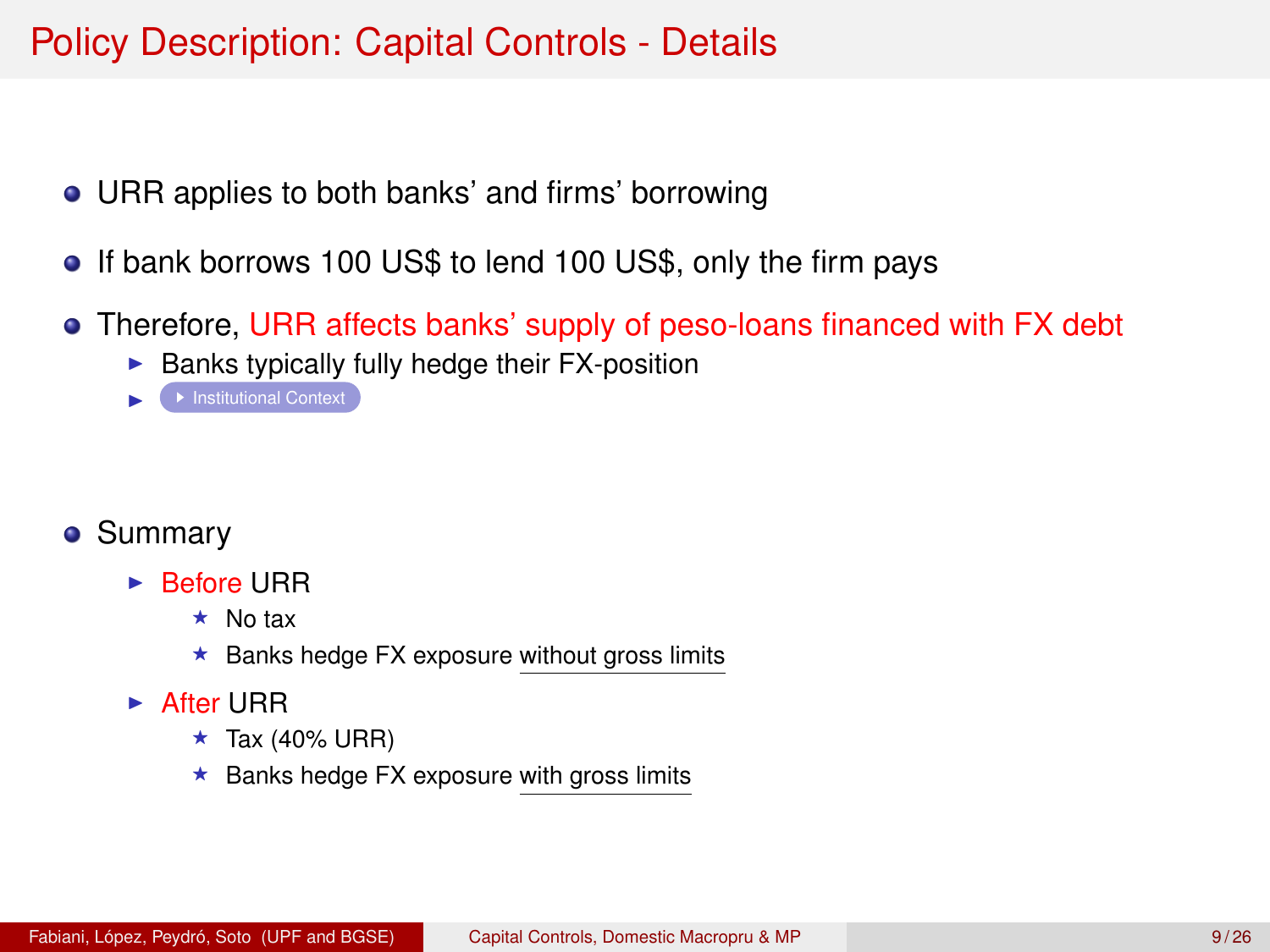# Policy Description: Capital Controls - Details

- URR applies to both banks' and firms' borrowing
- If bank borrows 100 US$ to lend 100 US$, only the firm pays
- Therefore, URR affects banks' supply of peso-loans financed with FX debt
  - Banks typically fully hedge their FX-position
  - Institutional Context
- Summary
  - Before URR
    - No tax
    - Banks hedge FX exposure without gross limits
  - After URR
    - Tax (40% URR)
    - Banks hedge FX exposure with gross limits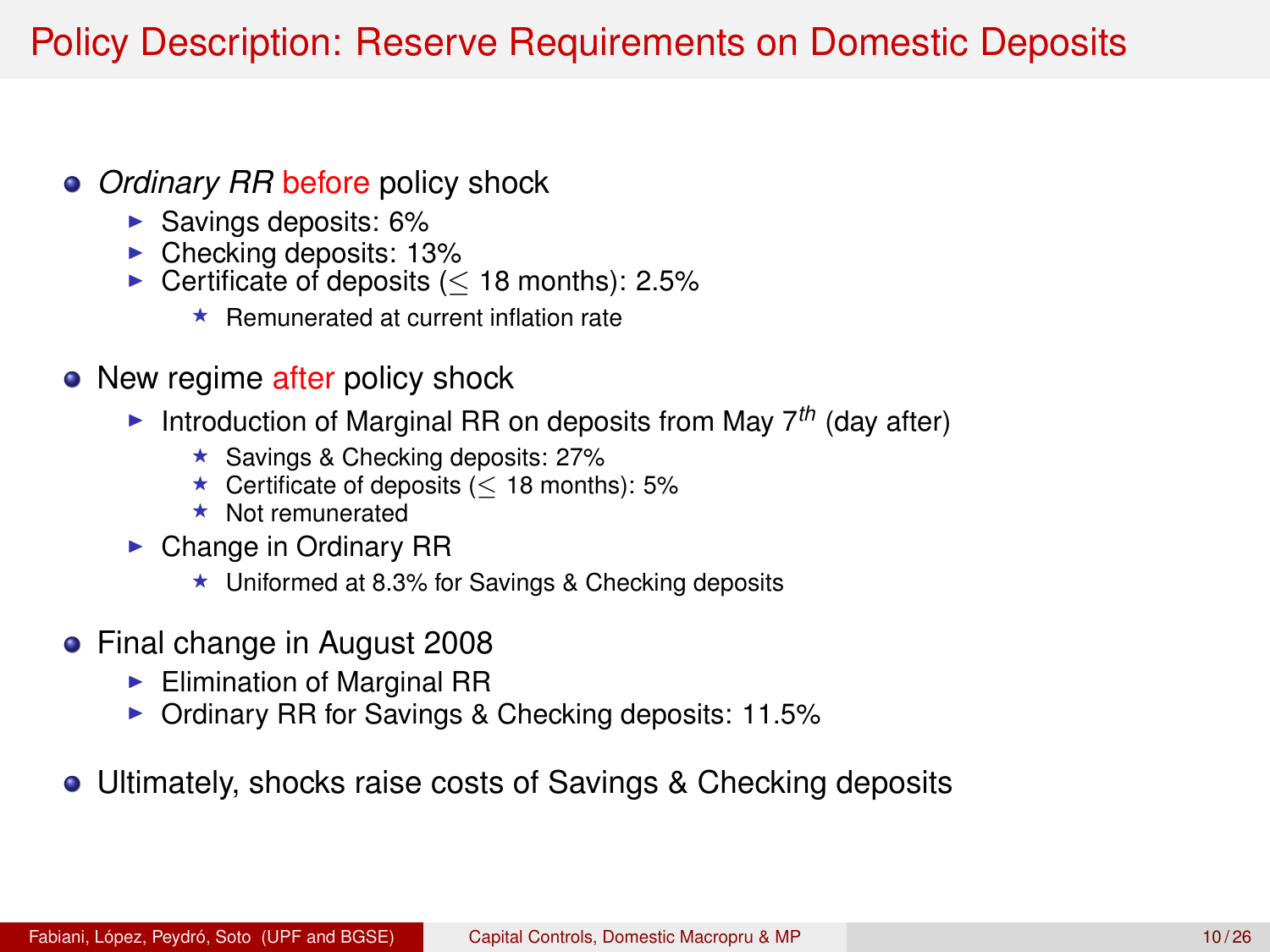# Policy Description: Reserve Requirements on Domestic Deposits

- *Ordinary RR* before policy shock
  - Savings deposits: 6%
  - Checking deposits: 13%
  - Certificate of deposits ($\leq$ 18 months): 2.5%
    - Remunerated at current inflation rate
- New regime after policy shock
  - Introduction of Marginal RR on deposits from May 7$^{th}$ (day after)
    - Savings & Checking deposits: 27%
    - Certificate of deposits ($\leq$ 18 months): 5%
    - Not remunerated
  - Change in Ordinary RR
    - Uniformed at 8.3% for Savings & Checking deposits
- Final change in August 2008
  - Elimination of Marginal RR
  - Ordinary RR for Savings & Checking deposits: 11.5%
- Ultimately, shocks raise costs of Savings & Checking deposits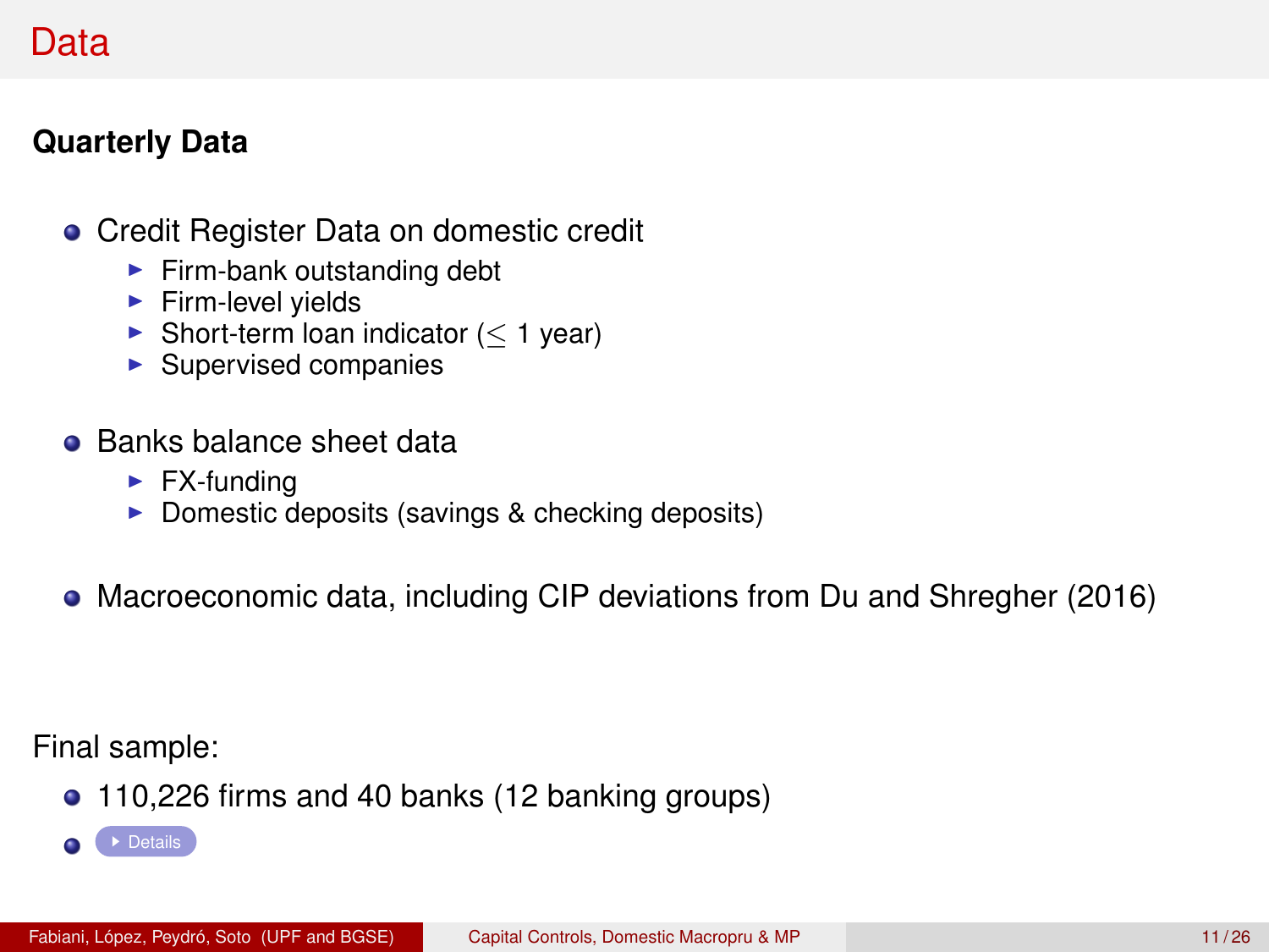# Data

**Quarterly Data**

- Credit Register Data on domestic credit
  - Firm-bank outstanding debt
  - Firm-level yields
  - Short-term loan indicator ($\leq$ 1 year)
  - Supervised companies
- Banks balance sheet data
  - FX-funding
  - Domestic deposits (savings & checking deposits)
- Macroeconomic data, including CIP deviations from Du and Shregher (2016)

Final sample:

- 110,226 firms and 40 banks (12 banking groups)
- Details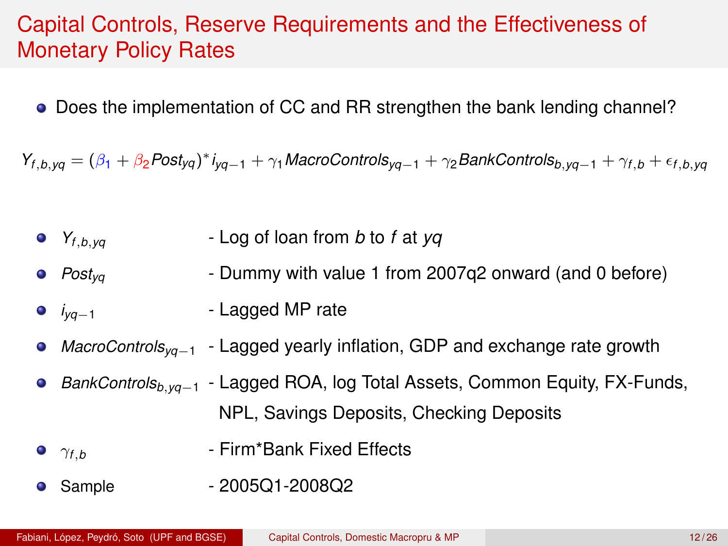# Capital Controls, Reserve Requirements and the Effectiveness of Monetary Policy Rates

- Does the implementation of CC and RR strengthen the bank lending channel?

$$Y_{f,b,yq} = (\beta_1 + \beta_2 Post_{yq})^* i_{yq-1} + \gamma_1 MacroControls_{yq-1} + \gamma_2 BankControls_{b,yq-1} + \gamma_{f,b} + \epsilon_{f,b,yq}$$

- $Y_{f,b,yq}$ - Log of loan from $b$ to $f$ at $yq$
- $Post_{yq}$ - Dummy with value 1 from 2007q2 onward (and 0 before)
- $i_{yq-1}$ - Lagged MP rate
- $MacroControls_{yq-1}$ - Lagged yearly inflation, GDP and exchange rate growth
- $BankControls_{b,yq-1}$ - Lagged ROA, log Total Assets, Common Equity, FX-Funds, NPL, Savings Deposits, Checking Deposits
- $\gamma_{f,b}$ - Firm*Bank Fixed Effects
- Sample - 2005Q1-2008Q2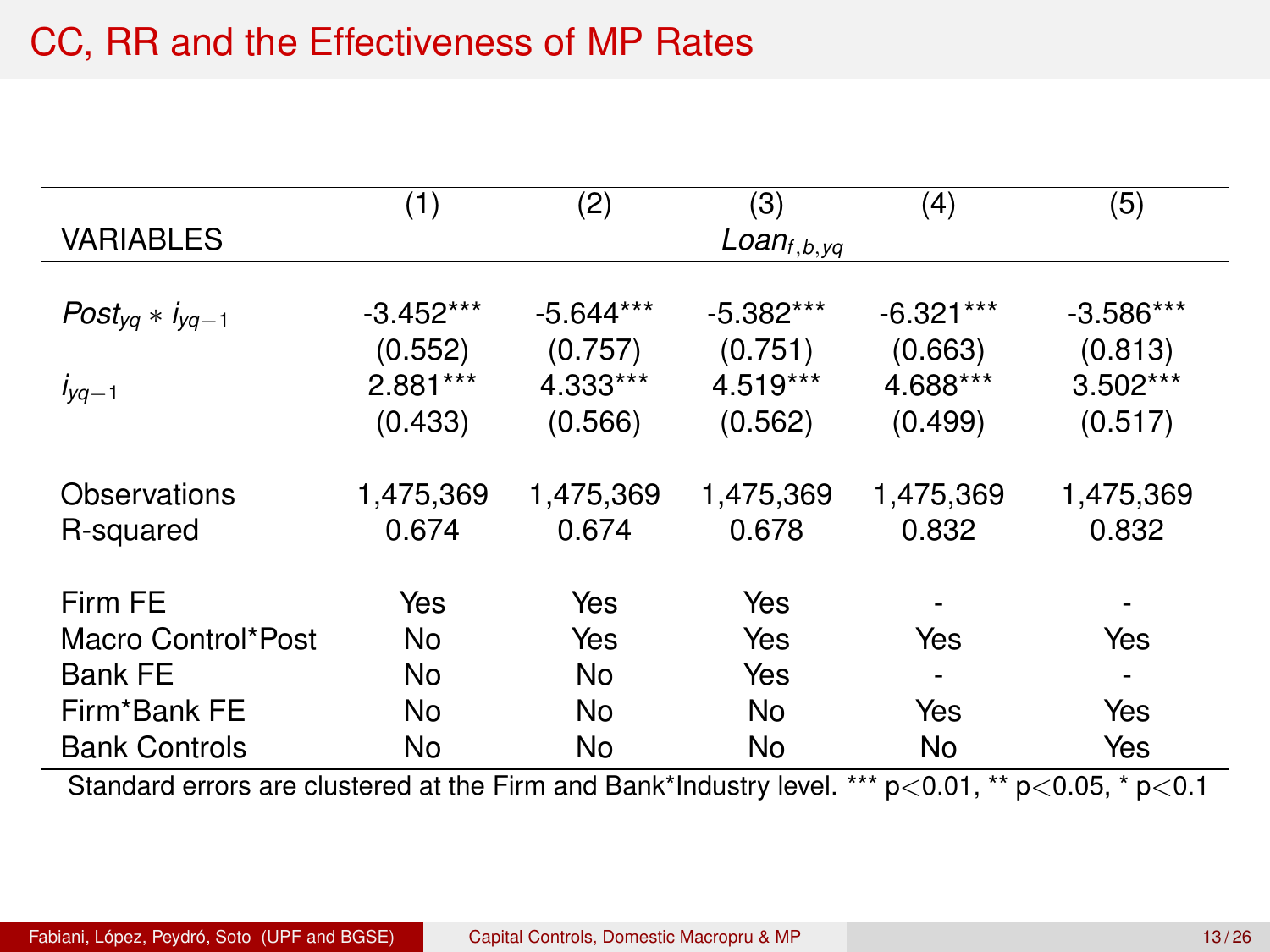# CC, RR and the Effectiveness of MP Rates

| | (1) | (2) | (3) | (4) | (5) |
|---|---|---|---|---|---|
| VARIABLES | | | $Loan_{f,b,yq}$ | | |
| $Post_{yq} * i_{yq-1}$ | -3.452*** | -5.644*** | -5.382*** | -6.321*** | -3.586*** |
| | (0.552) | (0.757) | (0.751) | (0.663) | (0.813) |
| $i_{yq-1}$ | 2.881*** | 4.333*** | 4.519*** | 4.688*** | 3.502*** |
| | (0.433) | (0.566) | (0.562) | (0.499) | (0.517) |
| Observations | 1,475,369 | 1,475,369 | 1,475,369 | 1,475,369 | 1,475,369 |
| R-squared | 0.674 | 0.674 | 0.678 | 0.832 | 0.832 |
| Firm FE | Yes | Yes | Yes | - | - |
| Macro Control*Post | No | Yes | Yes | Yes | Yes |
| Bank FE | No | No | Yes | - | - |
| Firm*Bank FE | No | No | No | Yes | Yes |
| Bank Controls | No | No | No | No | Yes |

Standard errors are clustered at the Firm and Bank*Industry level. *** $p<0.01$, ** $p<0.05$, * $p<0.1$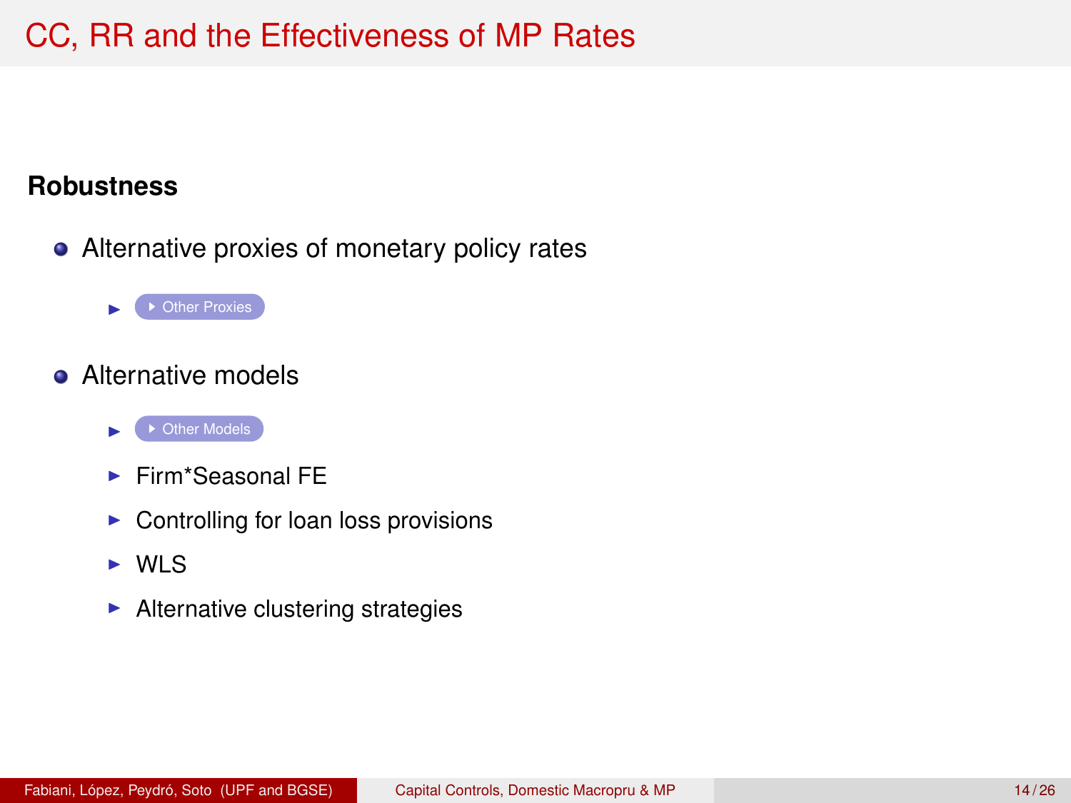# CC, RR and the Effectiveness of MP Rates

**Robustness**

- Alternative proxies of monetary policy rates
  - Other Proxies
- Alternative models
  - Other Models
  - Firm*Seasonal FE
  - Controlling for loan loss provisions
  - WLS
  - Alternative clustering strategies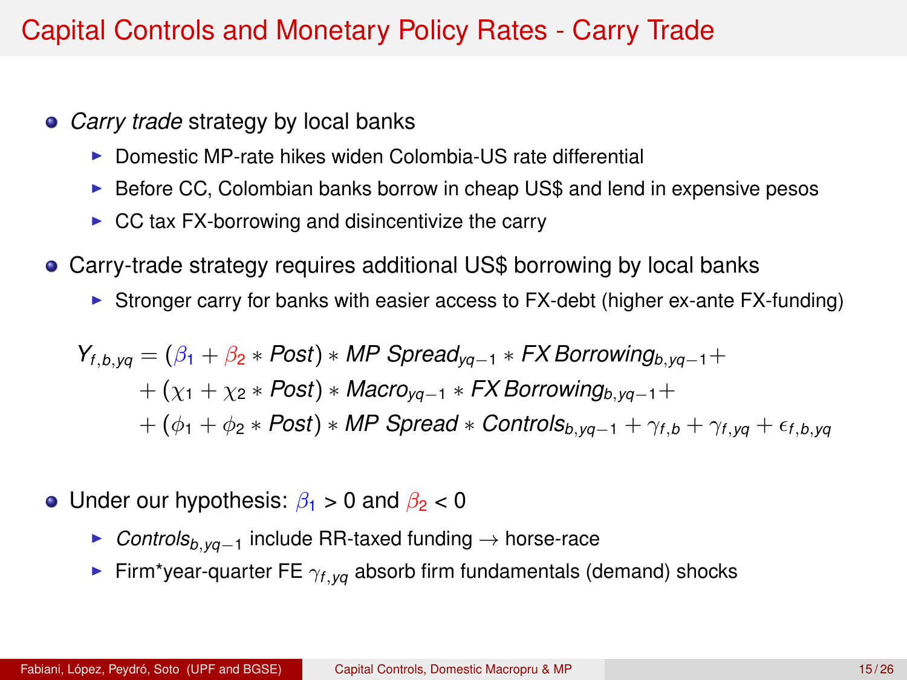# Capital Controls and Monetary Policy Rates - Carry Trade

- *Carry trade* strategy by local banks
  - Domestic MP-rate hikes widen Colombia-US rate differential
  - Before CC, Colombian banks borrow in cheap US$ and lend in expensive pesos
  - CC tax FX-borrowing and disincentivize the carry
- Carry-trade strategy requires additional US$ borrowing by local banks
  - Stronger carry for banks with easier access to FX-debt (higher ex-ante FX-funding)

$$
\begin{aligned}
Y_{f,b,yq} = & (\beta_1 + \beta_2 * Post) * MP\ Spread_{yq-1} * FX\ Borrowing_{b,yq-1} + \\
& + (\chi_1 + \chi_2 * Post) * Macro_{yq-1} * FX\ Borrowing_{b,yq-1} + \\
& + (\phi_1 + \phi_2 * Post) * MP\ Spread * Controls_{b,yq-1} + \gamma_{f,b} + \gamma_{f,yq} + \epsilon_{f,b,yq}
\end{aligned}
$$

- Under our hypothesis: $\beta_1 > 0$ and $\beta_2 < 0$
  - $Controls_{b,yq-1}$ include RR-taxed funding $\rightarrow$ horse-race
  - Firm*year-quarter FE $\gamma_{f,yq}$ absorb firm fundamentals (demand) shocks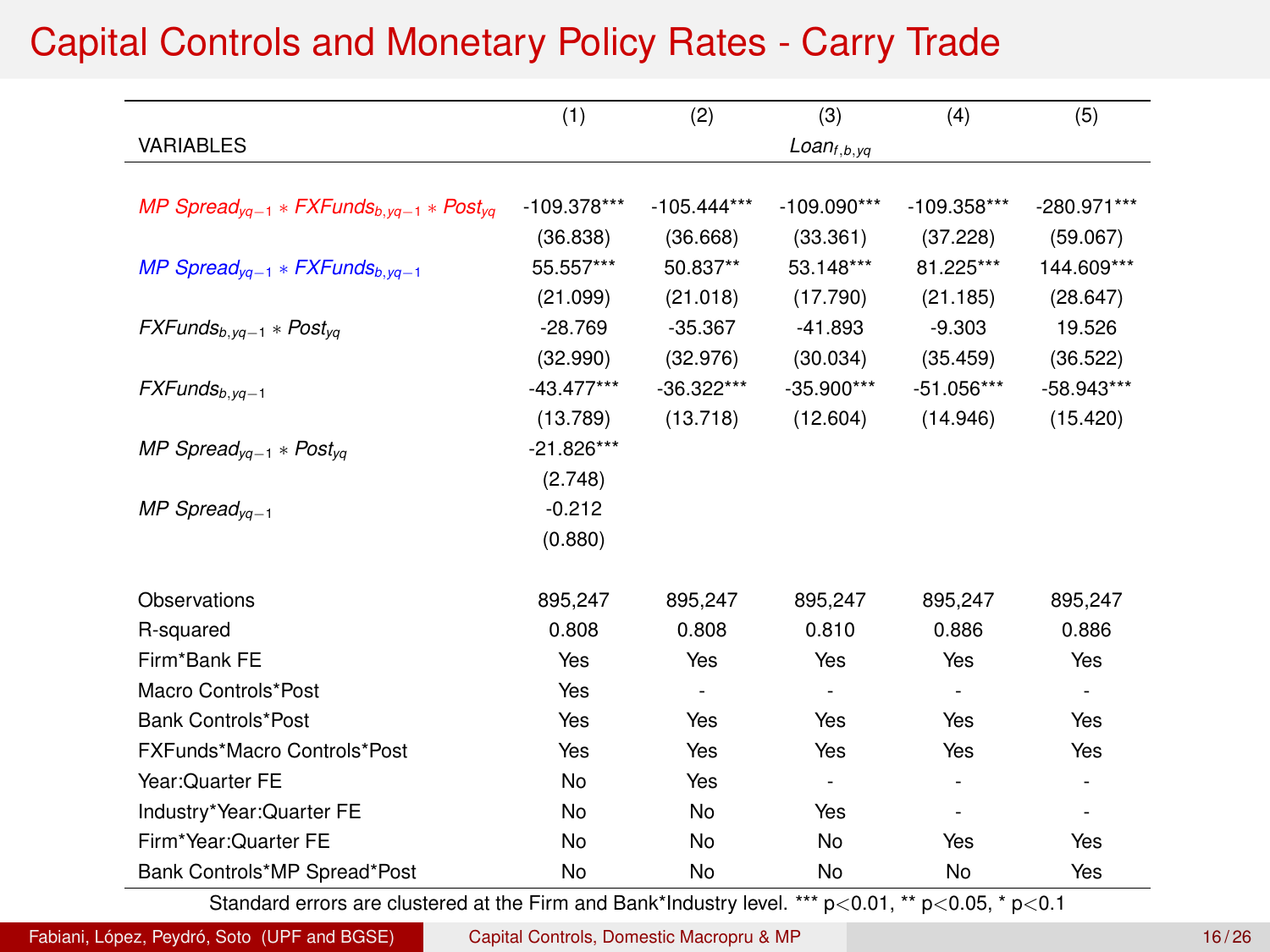# Capital Controls and Monetary Policy Rates - Carry Trade

| VARIABLES | (1) | (2) | (3) | (4) | (5) |
|---|---|---|---|---|---|
| | | | $Loan_{f,b,yq}$ | | |
| $MP\ Spread_{yq-1} * FXFunds_{b,yq-1} * Post_{yq}$ | -109.378*** | -105.444*** | -109.090*** | -109.358*** | -280.971*** |
| | (36.838) | (36.668) | (33.361) | (37.228) | (59.067) |
| $MP\ Spread_{yq-1} * FXFunds_{b,yq-1}$ | 55.557*** | 50.837** | 53.148*** | 81.225*** | 144.609*** |
| | (21.099) | (21.018) | (17.790) | (21.185) | (28.647) |
| $FXFunds_{b,yq-1} * Post_{yq}$ | -28.769 | -35.367 | -41.893 | -9.303 | 19.526 |
| | (32.990) | (32.976) | (30.034) | (35.459) | (36.522) |
| $FXFunds_{b,yq-1}$ | -43.477*** | -36.322*** | -35.900*** | -51.056*** | -58.943*** |
| | (13.789) | (13.718) | (12.604) | (14.946) | (15.420) |
| $MP\ Spread_{yq-1} * Post_{yq}$ | -21.826*** | | | | |
| | (2.748) | | | | |
| $MP\ Spread_{yq-1}$ | -0.212 | | | | |
| | (0.880) | | | | |
| Observations | 895,247 | 895,247 | 895,247 | 895,247 | 895,247 |
| R-squared | 0.808 | 0.808 | 0.810 | 0.886 | 0.886 |
| Firm*Bank FE | Yes | Yes | Yes | Yes | Yes |
| Macro Controls*Post | Yes | - | - | - | - |
| Bank Controls*Post | Yes | Yes | Yes | Yes | Yes |
| FXFunds*Macro Controls*Post | Yes | Yes | Yes | Yes | Yes |
| Year:Quarter FE | No | Yes | - | - | - |
| Industry*Year:Quarter FE | No | No | Yes | - | - |
| Firm*Year:Quarter FE | No | No | No | Yes | Yes |
| Bank Controls*MP Spread*Post | No | No | No | No | Yes |

Standard errors are clustered at the Firm and Bank*Industry level. *** $p<0.01$, ** $p<0.05$, * $p<0.1$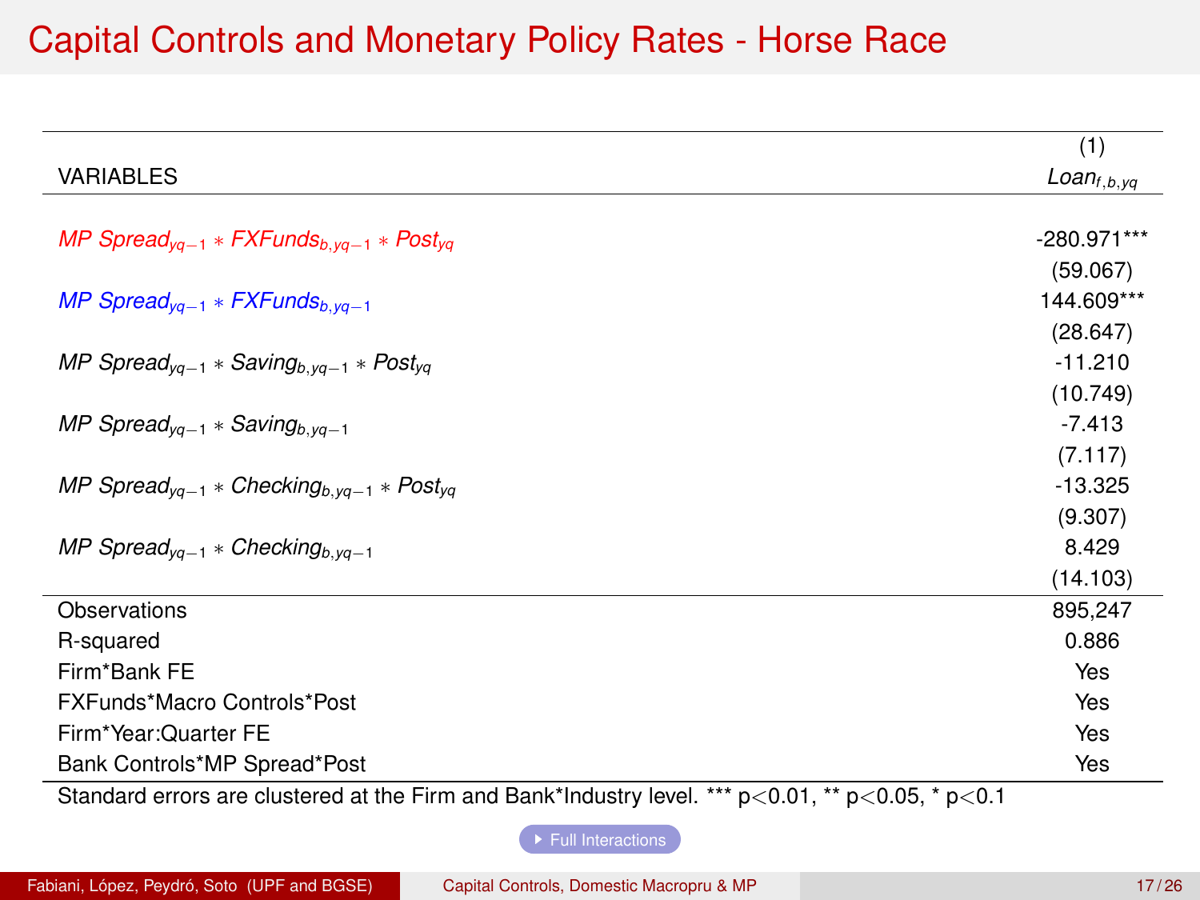# Capital Controls and Monetary Policy Rates - Horse Race

| VARIABLES | (1)<br>$Loan_{f,b,yq}$ |
|---|---|
| $MP\ Spread_{yq-1} * FXFunds_{b,yq-1} * Post_{yq}$ | -280.971*** |
| | (59.067) |
| $MP\ Spread_{yq-1} * FXFunds_{b,yq-1}$ | 144.609*** |
| | (28.647) |
| $MP\ Spread_{yq-1} * Saving_{b,yq-1} * Post_{yq}$ | -11.210 |
| | (10.749) |
| $MP\ Spread_{yq-1} * Saving_{b,yq-1}$ | -7.413 |
| | (7.117) |
| $MP\ Spread_{yq-1} * Checking_{b,yq-1} * Post_{yq}$ | -13.325 |
| | (9.307) |
| $MP\ Spread_{yq-1} * Checking_{b,yq-1}$ | 8.429 |
| | (14.103) |
| Observations | 895,247 |
| R-squared | 0.886 |
| Firm*Bank FE | Yes |
| FXFunds*Macro Controls*Post | Yes |
| Firm*Year:Quarter FE | Yes |
| Bank Controls*MP Spread*Post | Yes |

Standard errors are clustered at the Firm and Bank*Industry level. *** $p<0.01$, ** $p<0.05$, * $p<0.1$

Full Interactions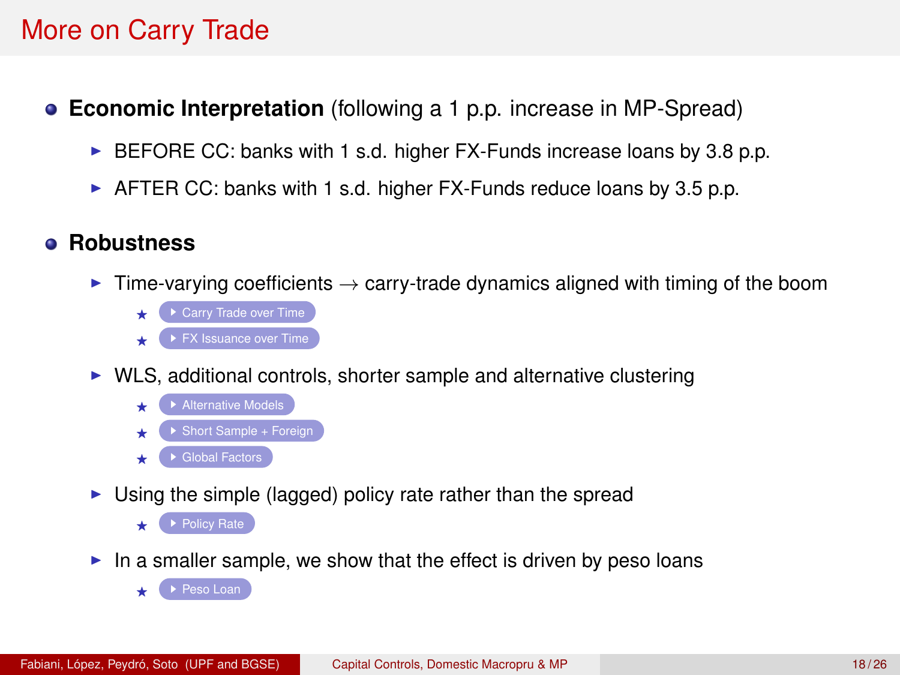# More on Carry Trade

- **Economic Interpretation** (following a 1 p.p. increase in MP-Spread)
  - BEFORE CC: banks with 1 s.d. higher FX-Funds increase loans by 3.8 p.p.
  - AFTER CC: banks with 1 s.d. higher FX-Funds reduce loans by 3.5 p.p.

- **Robustness**
  - Time-varying coefficients → carry-trade dynamics aligned with timing of the boom
    - Carry Trade over Time
    - FX Issuance over Time
  - WLS, additional controls, shorter sample and alternative clustering
    - Alternative Models
    - Short Sample + Foreign
    - Global Factors
  - Using the simple (lagged) policy rate rather than the spread
    - Policy Rate
  - In a smaller sample, we show that the effect is driven by peso loans
    - Peso Loan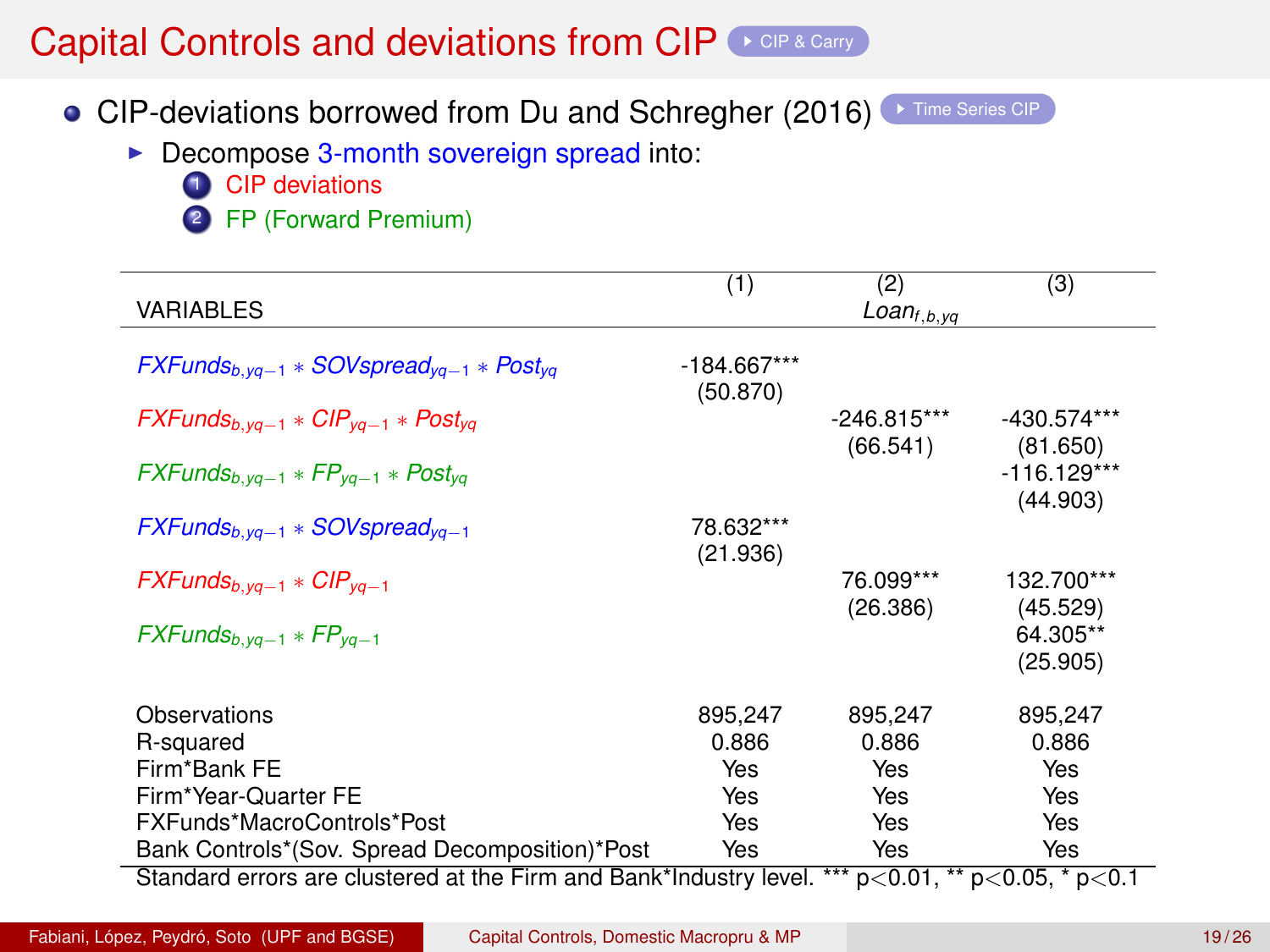# Capital Controls and deviations from CIP

- CIP-deviations borrowed from Du and Schregher (2016)
  - Decompose 3-month sovereign spread into:
    1. CIP deviations
    2. FP (Forward Premium)

| VARIABLES | (1) | (2) $Loan_{f,b,yq}$ | (3) |
|---|---|---|---|
| $FXFunds_{b,yq-1} * SOVspread_{yq-1} * Post_{yq}$ | -184.667*** | | |
| | (50.870) | | |
| $FXFunds_{b,yq-1} * CIP_{yq-1} * Post_{yq}$ | | -246.815*** | -430.574*** |
| | | (66.541) | (81.650) |
| $FXFunds_{b,yq-1} * FP_{yq-1} * Post_{yq}$ | | | -116.129*** |
| | | | (44.903) |
| $FXFunds_{b,yq-1} * SOVspread_{yq-1}$ | 78.632*** | | |
| | (21.936) | | |
| $FXFunds_{b,yq-1} * CIP_{yq-1}$ | | 76.099*** | 132.700*** |
| | | (26.386) | (45.529) |
| $FXFunds_{b,yq-1} * FP_{yq-1}$ | | | 64.305** |
| | | | (25.905) |
| Observations | 895,247 | 895,247 | 895,247 |
| R-squared | 0.886 | 0.886 | 0.886 |
| Firm*Bank FE | Yes | Yes | Yes |
| Firm*Year-Quarter FE | Yes | Yes | Yes |
| FXFunds*MacroControls*Post | Yes | Yes | Yes |
| Bank Controls*(Sov. Spread Decomposition)*Post | Yes | Yes | Yes |

Standard errors are clustered at the Firm and Bank*Industry level. *** $p<0.01$, ** $p<0.05$, * $p<0.1$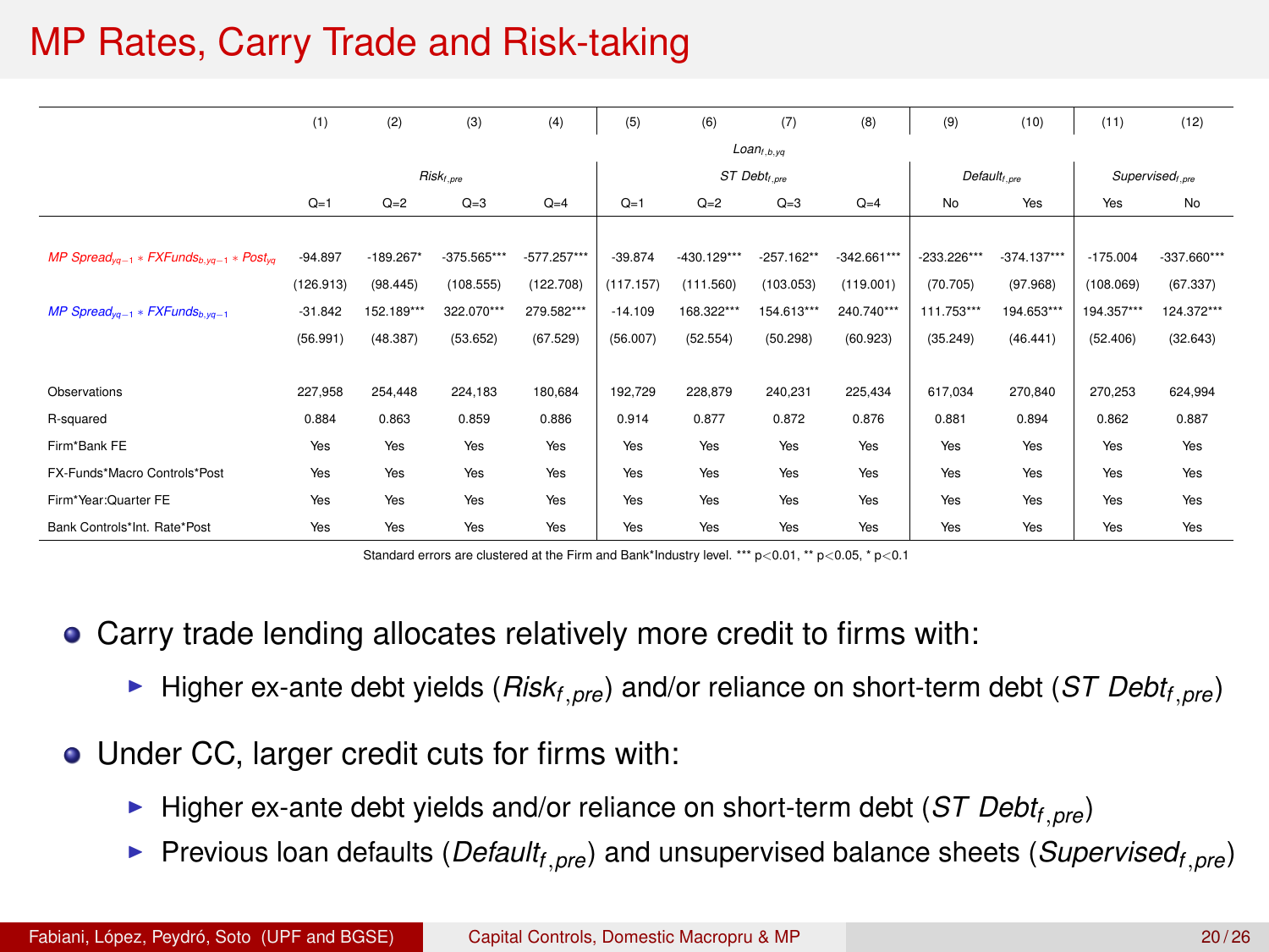# MP Rates, Carry Trade and Risk-taking

| | (1) | (2) | (3) | (4) | (5) | (6) | (7) | (8) | (9) | (10) | (11) | (12) |
|---|---|---|---|---|---|---|---|---|---|---|---|---|
| | $Loan_{f,b,yq}$ | | | | | | | | | | | |
| | $Risk_{f,pre}$ | | | | $ST\ Debt_{f,pre}$ | | | | $Default_{f,pre}$ | | $Supervised_{f,pre}$ | |
| | Q=1 | Q=2 | Q=3 | Q=4 | Q=1 | Q=2 | Q=3 | Q=4 | No | Yes | Yes | No |
| $MP\ Spread_{yq-1} * FXFunds_{b,yq-1} * Post_{yq}$ | -94.897 | -189.267* | -375.565*** | -577.257*** | -39.874 | -430.129*** | -257.162** | -342.661*** | -233.226*** | -374.137*** | -175.004 | -337.660*** |
| | (126.913) | (98.445) | (108.555) | (122.708) | (117.157) | (111.560) | (103.053) | (119.001) | (70.705) | (97.968) | (108.069) | (67.337) |
| $MP\ Spread_{yq-1} * FXFunds_{b,yq-1}$ | -31.842 | 152.189*** | 322.070*** | 279.582*** | -14.109 | 168.322*** | 154.613*** | 240.740*** | 111.753*** | 194.653*** | 194.357*** | 124.372*** |
| | (56.991) | (48.387) | (53.652) | (67.529) | (56.007) | (52.554) | (50.298) | (60.923) | (35.249) | (46.441) | (52.406) | (32.643) |
| Observations | 227,958 | 254,448 | 224,183 | 180,684 | 192,729 | 228,879 | 240,231 | 225,434 | 617,034 | 270,840 | 270,253 | 624,994 |
| R-squared | 0.884 | 0.863 | 0.859 | 0.886 | 0.914 | 0.877 | 0.872 | 0.876 | 0.881 | 0.894 | 0.862 | 0.887 |
| Firm*Bank FE | Yes | Yes | Yes | Yes | Yes | Yes | Yes | Yes | Yes | Yes | Yes | Yes |
| FX-Funds*Macro Controls*Post | Yes | Yes | Yes | Yes | Yes | Yes | Yes | Yes | Yes | Yes | Yes | Yes |
| Firm*Year:Quarter FE | Yes | Yes | Yes | Yes | Yes | Yes | Yes | Yes | Yes | Yes | Yes | Yes |
| Bank Controls*Int. Rate*Post | Yes | Yes | Yes | Yes | Yes | Yes | Yes | Yes | Yes | Yes | Yes | Yes |

Standard errors are clustered at the Firm and Bank*Industry level. *** $p<0.01$, ** $p<0.05$, * $p<0.1$

- Carry trade lending allocates relatively more credit to firms with:
  - Higher ex-ante debt yields ($Risk_{f,pre}$) and/or reliance on short-term debt ($ST\ Debt_{f,pre}$)
- Under CC, larger credit cuts for firms with:
  - Higher ex-ante debt yields and/or reliance on short-term debt ($ST\ Debt_{f,pre}$)
  - Previous loan defaults ($Default_{f,pre}$) and unsupervised balance sheets ($Supervised_{f,pre}$)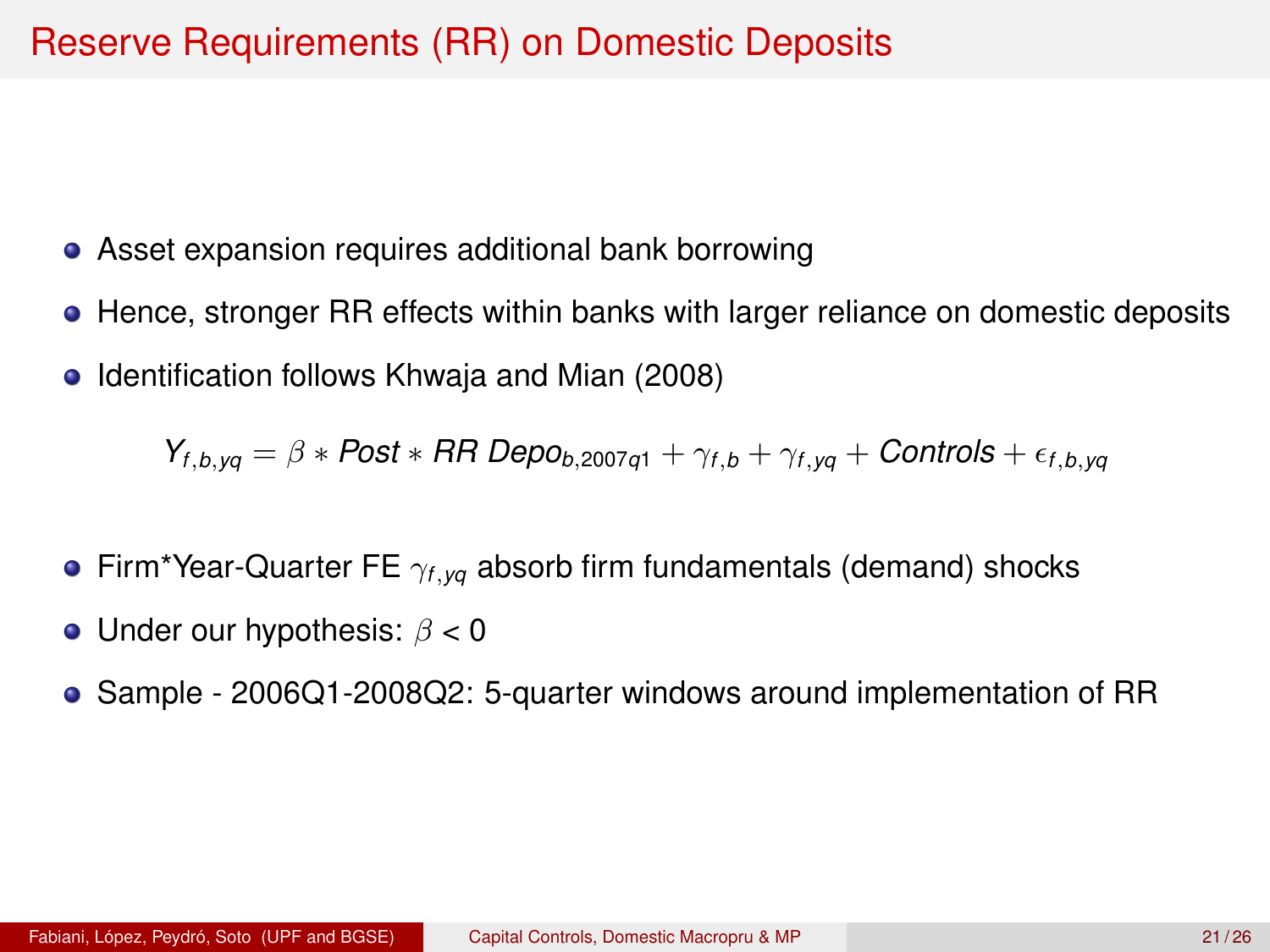# Reserve Requirements (RR) on Domestic Deposits

- Asset expansion requires additional bank borrowing
- Hence, stronger RR effects within banks with larger reliance on domestic deposits
- Identification follows Khwaja and Mian (2008)

$$Y_{f,b,yq} = \beta * Post * RR\ Depo_{b,2007q1} + \gamma_{f,b} + \gamma_{f,yq} + Controls + \epsilon_{f,b,yq}$$

- Firm*Year-Quarter FE $\gamma_{f,yq}$ absorb firm fundamentals (demand) shocks
- Under our hypothesis: $\beta < 0$
- Sample - 2006Q1-2008Q2: 5-quarter windows around implementation of RR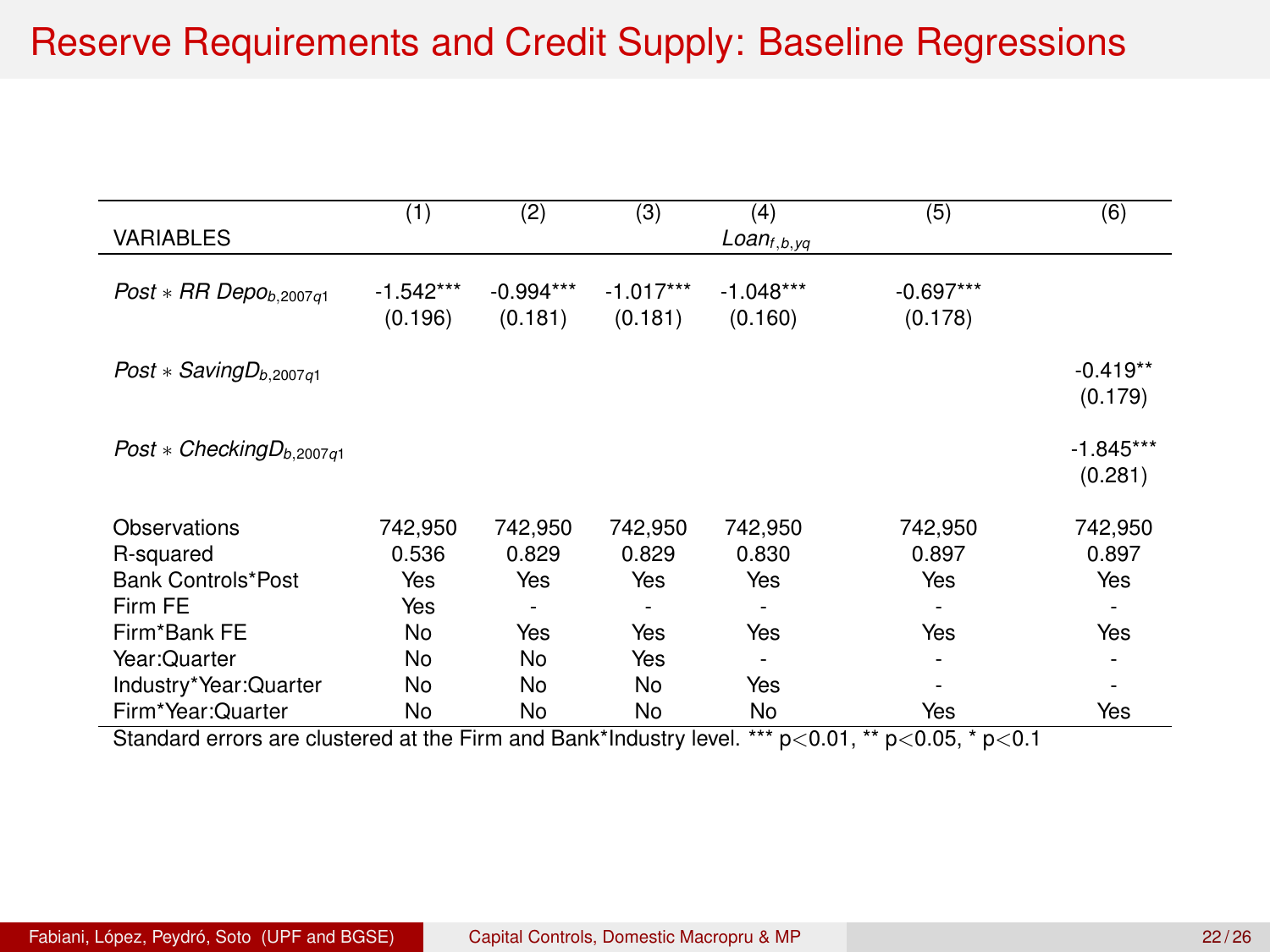# Reserve Requirements and Credit Supply: Baseline Regressions

| | (1) | (2) | (3) | (4) | (5) | (6) |
|---|---|---|---|---|---|---|
| VARIABLES | | | | $Loan_{f,b,yq}$ | | |
| $Post * RR\ Depo_{b,2007q1}$ | -1.542*** | -0.994*** | -1.017*** | -1.048*** | -0.697*** | |
| | (0.196) | (0.181) | (0.181) | (0.160) | (0.178) | |
| $Post * SavingD_{b,2007q1}$ | | | | | | -0.419** |
| | | | | | | (0.179) |
| $Post * CheckingD_{b,2007q1}$ | | | | | | -1.845*** |
| | | | | | | (0.281) |
| Observations | 742,950 | 742,950 | 742,950 | 742,950 | 742,950 | 742,950 |
| R-squared | 0.536 | 0.829 | 0.829 | 0.830 | 0.897 | 0.897 |
| Bank Controls*Post | Yes | Yes | Yes | Yes | Yes | Yes |
| Firm FE | Yes | - | - | - | - | - |
| Firm*Bank FE | No | Yes | Yes | Yes | Yes | Yes |
| Year:Quarter | No | No | Yes | - | - | - |
| Industry*Year:Quarter | No | No | No | Yes | - | - |
| Firm*Year:Quarter | No | No | No | No | Yes | Yes |

Standard errors are clustered at the Firm and Bank*Industry level. *** $p<0.01$, ** $p<0.05$, * $p<0.1$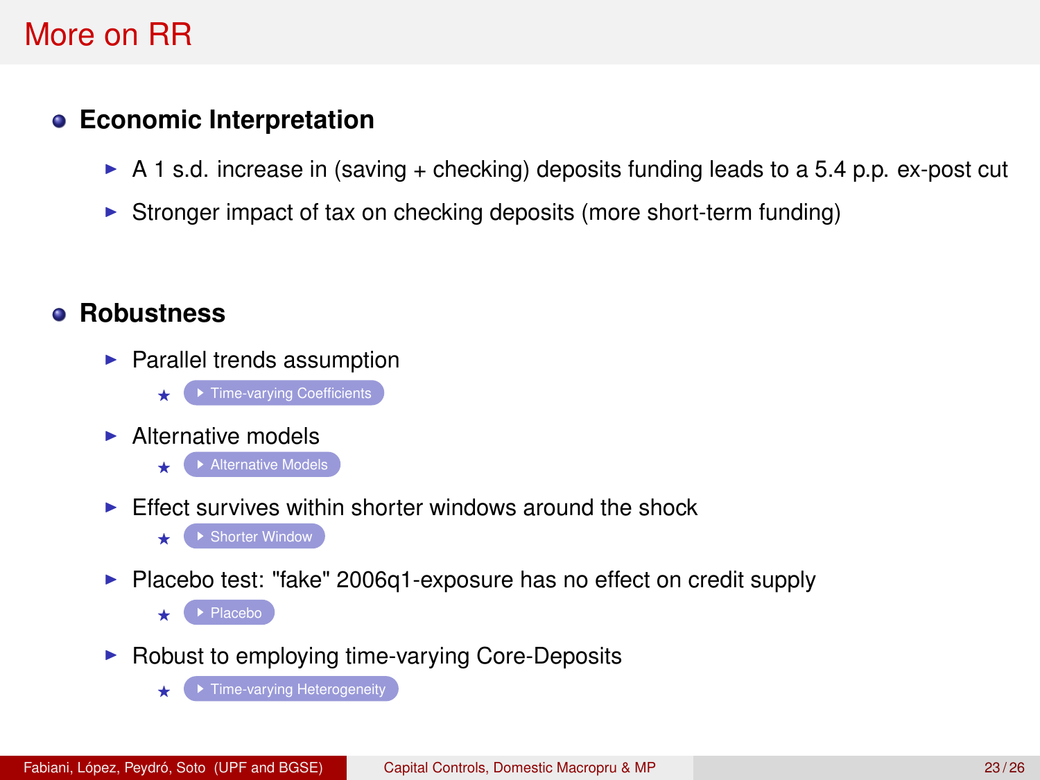# More on RR

- **Economic Interpretation**
  - A 1 s.d. increase in (saving + checking) deposits funding leads to a 5.4 p.p. ex-post cut
  - Stronger impact of tax on checking deposits (more short-term funding)

- **Robustness**
  - Parallel trends assumption
    - Time-varying Coefficients
  - Alternative models
    - Alternative Models
  - Effect survives within shorter windows around the shock
    - Shorter Window
  - Placebo test: "fake" 2006q1-exposure has no effect on credit supply
    - Placebo
  - Robust to employing time-varying Core-Deposits
    - Time-varying Heterogeneity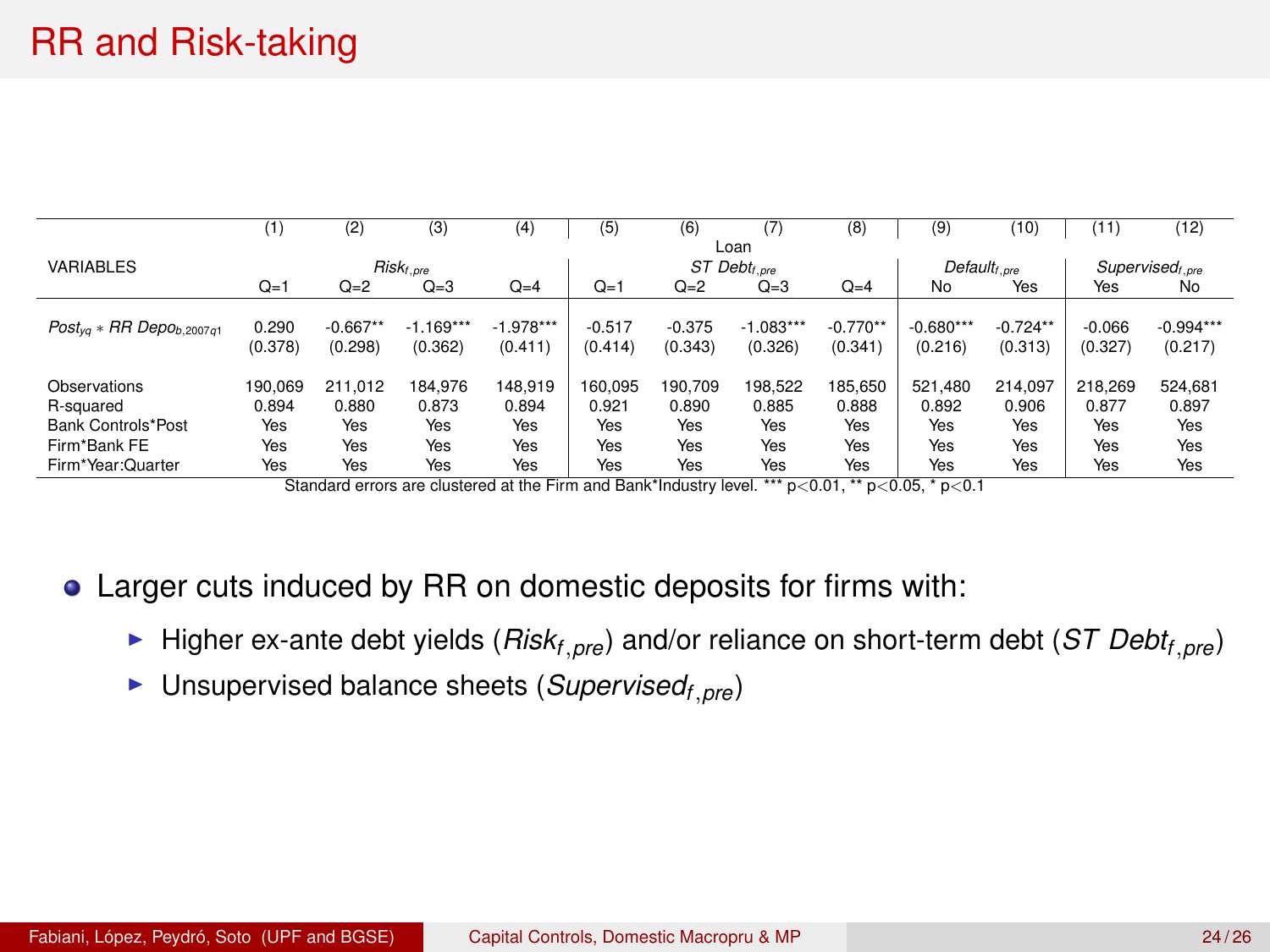# RR and Risk-taking

| | (1) | (2) | (3) | (4) | (5) | (6) | (7) | (8) | (9) | (10) | (11) | (12) |
|---|---|---|---|---|---|---|---|---|---|---|---|---|
| | | | | | | | Loan | | | | | |
| VARIABLES | | $Risk_{f,pre}$ | | | | $ST\ Debt_{f,pre}$ | | | $Default_{f,pre}$ | | $Supervised_{f,pre}$ | |
| | Q=1 | Q=2 | Q=3 | Q=4 | Q=1 | Q=2 | Q=3 | Q=4 | No | Yes | Yes | No |
| $Post_{yq} * RR\ Depo_{b,2007q1}$ | 0.290 | -0.667** | -1.169*** | -1.978*** | -0.517 | -0.375 | -1.083*** | -0.770** | -0.680*** | -0.724** | -0.066 | -0.994*** |
| | (0.378) | (0.298) | (0.362) | (0.411) | (0.414) | (0.343) | (0.326) | (0.341) | (0.216) | (0.313) | (0.327) | (0.217) |
| Observations | 190,069 | 211,012 | 184,976 | 148,919 | 160,095 | 190,709 | 198,522 | 185,650 | 521,480 | 214,097 | 218,269 | 524,681 |
| R-squared | 0.894 | 0.880 | 0.873 | 0.894 | 0.921 | 0.890 | 0.885 | 0.888 | 0.892 | 0.906 | 0.877 | 0.897 |
| Bank Controls*Post | Yes | Yes | Yes | Yes | Yes | Yes | Yes | Yes | Yes | Yes | Yes | Yes |
| Firm*Bank FE | Yes | Yes | Yes | Yes | Yes | Yes | Yes | Yes | Yes | Yes | Yes | Yes |
| Firm*Year:Quarter | Yes | Yes | Yes | Yes | Yes | Yes | Yes | Yes | Yes | Yes | Yes | Yes |

Standard errors are clustered at the Firm and Bank*Industry level. *** p<0.01, ** p<0.05, * p<0.1

- Larger cuts induced by RR on domestic deposits for firms with:
  - Higher ex-ante debt yields ($Risk_{f,pre}$) and/or reliance on short-term debt ($ST\ Debt_{f,pre}$)
  - Unsupervised balance sheets ($Supervised_{f,pre}$)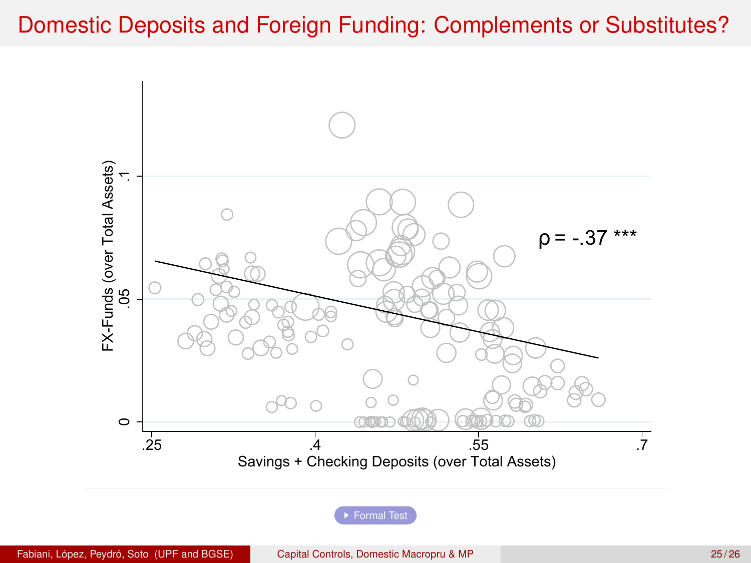# Domestic Deposits and Foreign Funding: Complements or Substitutes?

$\rho = -.37$ ***

FX-Funds (over Total Assets)

Savings + Checking Deposits (over Total Assets)

Formal Test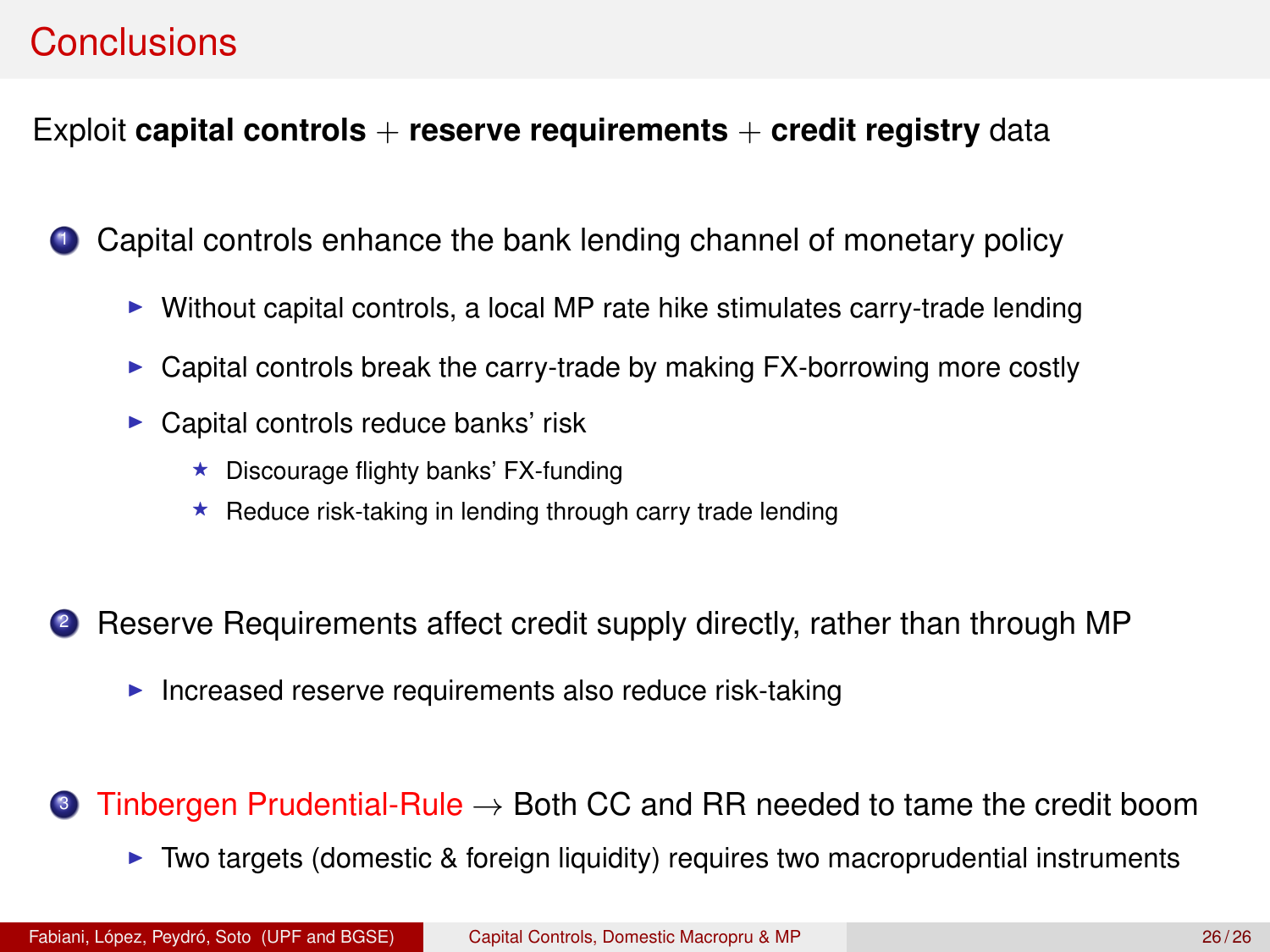# Conclusions

Exploit **capital controls** + **reserve requirements** + **credit registry** data

1. Capital controls enhance the bank lending channel of monetary policy
   - Without capital controls, a local MP rate hike stimulates carry-trade lending
   - Capital controls break the carry-trade by making FX-borrowing more costly
   - Capital controls reduce banks' risk
     - Discourage flighty banks' FX-funding
     - Reduce risk-taking in lending through carry trade lending

2. Reserve Requirements affect credit supply directly, rather than through MP
   - Increased reserve requirements also reduce risk-taking

3. Tinbergen Prudential-Rule → Both CC and RR needed to tame the credit boom
   - Two targets (domestic & foreign liquidity) requires two macroprudential instruments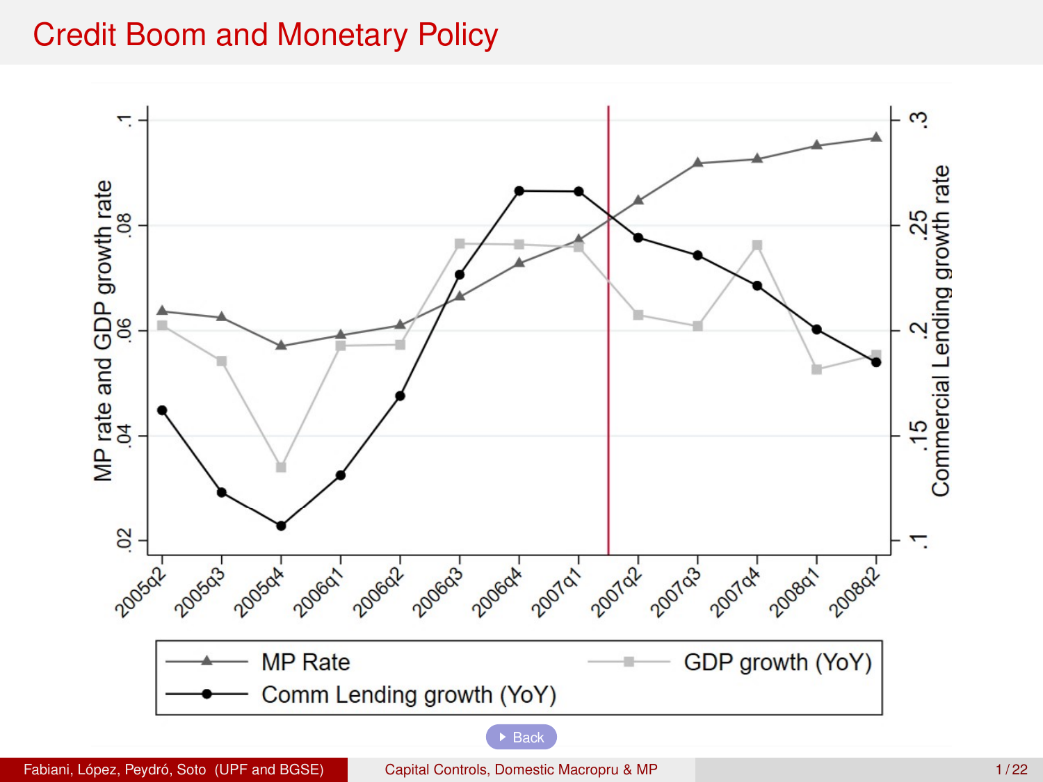# Credit Boom and Monetary Policy

MP rate and GDP growth rate

Commercial Lending growth rate

2005q2 2005q3 2005q4 2006q1 2006q2 2006q3 2006q4 2007q1 2007q2 2007q3 2007q4 2008q1 2008q2

MP Rate — GDP growth (YoY) — Comm Lending growth (YoY)

Back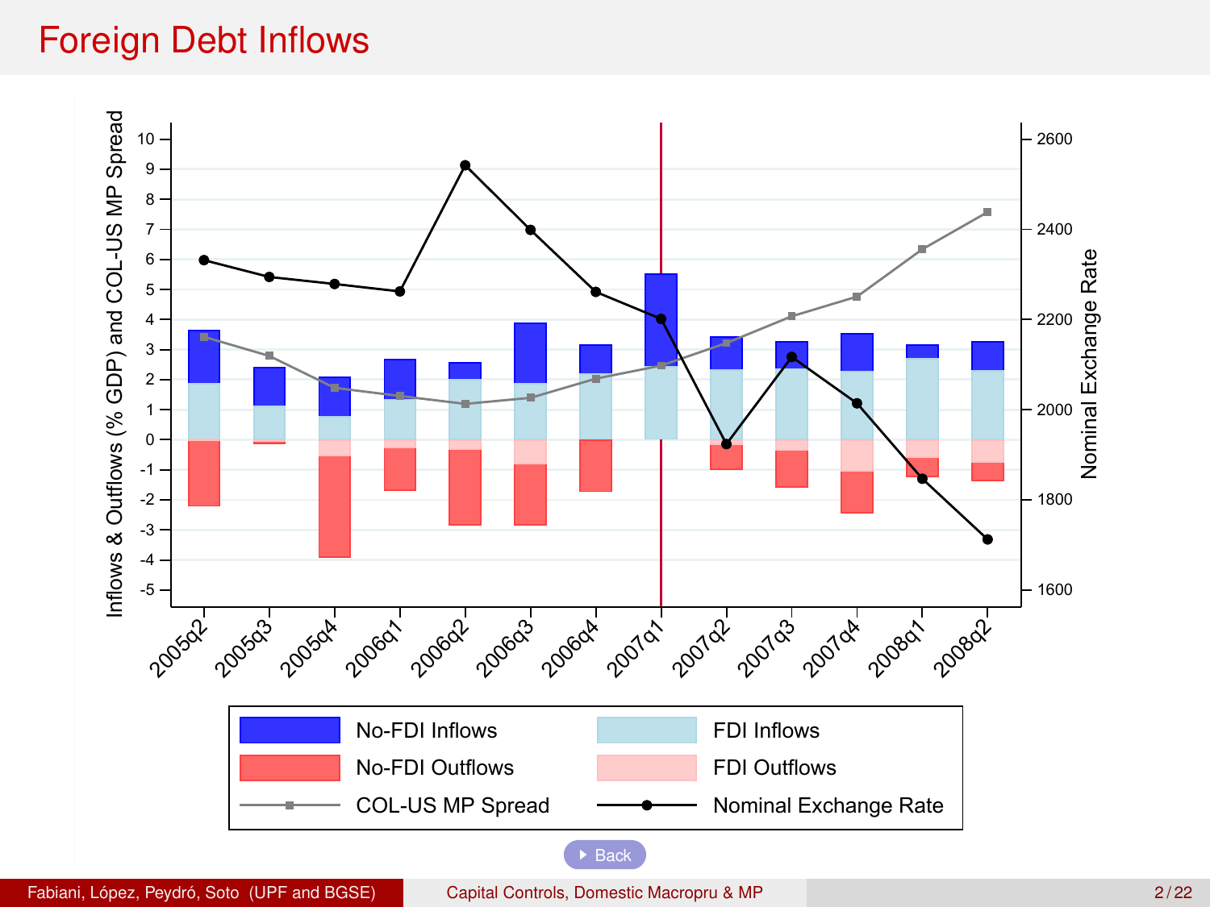# Foreign Debt Inflows

▸ Back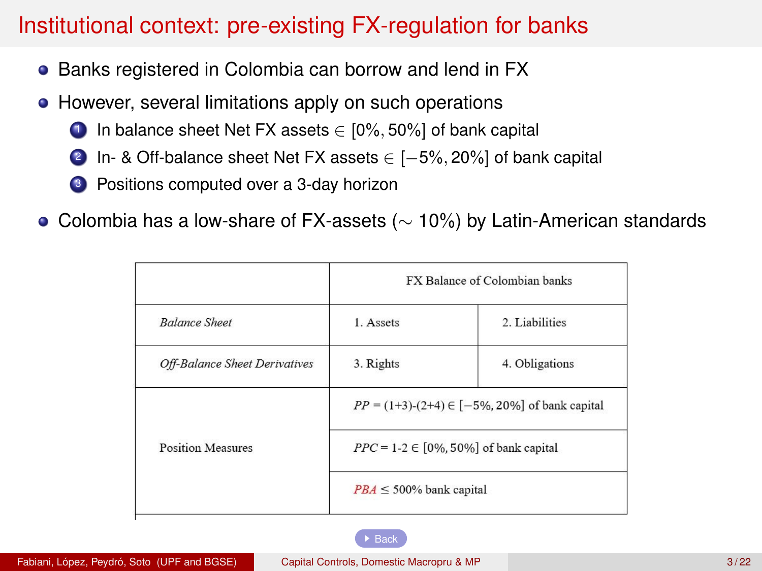# Institutional context: pre-existing FX-regulation for banks

- Banks registered in Colombia can borrow and lend in FX
- However, several limitations apply on such operations
  1. In balance sheet Net FX assets $\in [0\%, 50\%]$ of bank capital
  2. In- & Off-balance sheet Net FX assets $\in [-5\%, 20\%]$ of bank capital
  3. Positions computed over a 3-day horizon
- Colombia has a low-share of FX-assets ($\sim$ 10%) by Latin-American standards

| | FX Balance of Colombian banks | |
|---|---|---|
| *Balance Sheet* | 1. Assets | 2. Liabilities |
| *Off-Balance Sheet Derivatives* | 3. Rights | 4. Obligations |
| Position Measures | *PP* = (1+3)-(2+4) $\in [-5\%, 20\%]$ of bank capital | |
| | *PPC* = 1-2 $\in [0\%, 50\%]$ of bank capital | |
| | *PBA* $\leq$ 500% bank capital | |

Back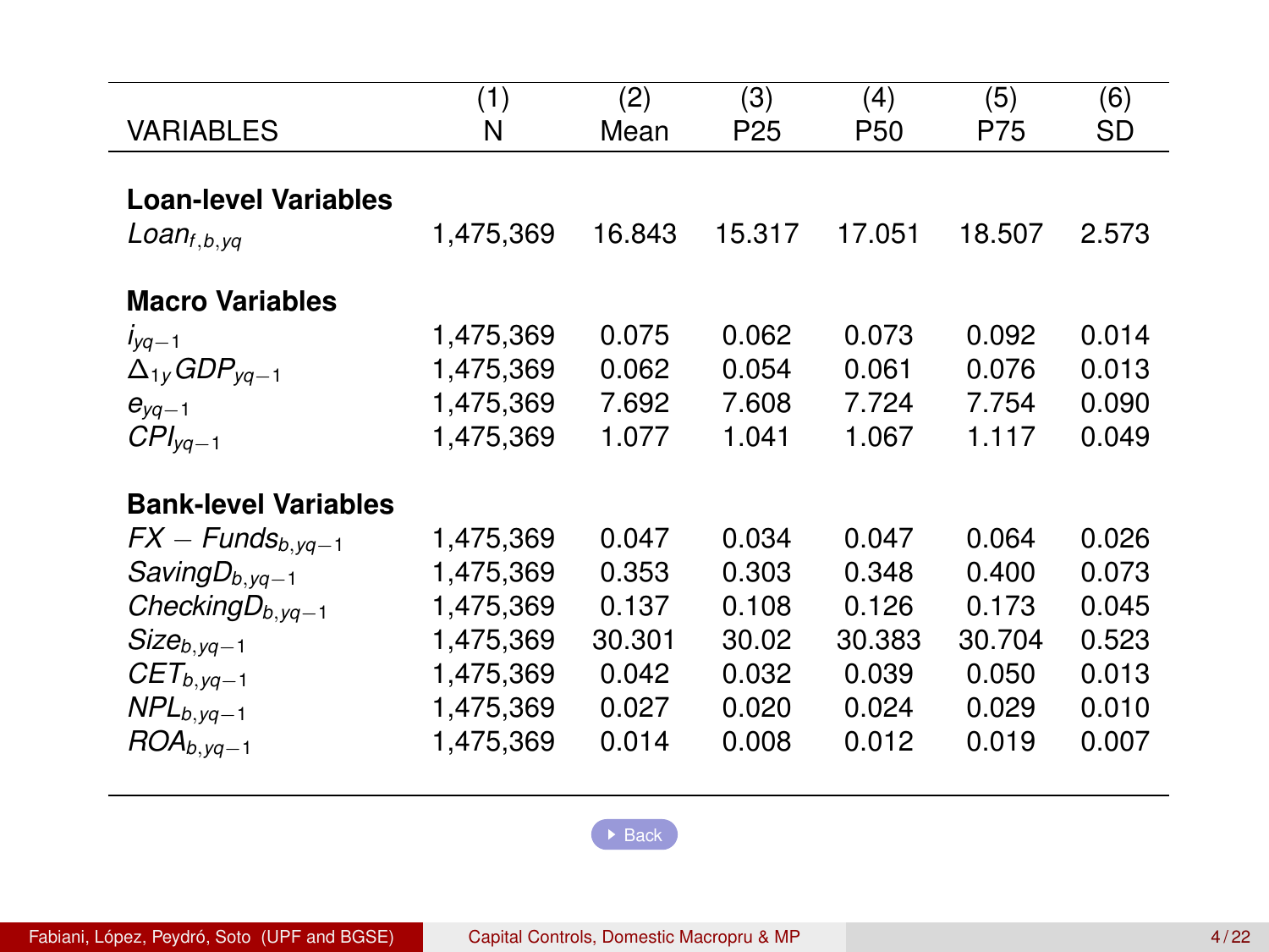| VARIABLES | (1) N | (2) Mean | (3) P25 | (4) P50 | (5) P75 | (6) SD |
|---|---|---|---|---|---|---|
| **Loan-level Variables** | | | | | | |
| $Loan_{f,b,yq}$ | 1,475,369 | 16.843 | 15.317 | 17.051 | 18.507 | 2.573 |
| **Macro Variables** | | | | | | |
| $i_{yq-1}$ | 1,475,369 | 0.075 | 0.062 | 0.073 | 0.092 | 0.014 |
| $\Delta_{1y} GDP_{yq-1}$ | 1,475,369 | 0.062 | 0.054 | 0.061 | 0.076 | 0.013 |
| $e_{yq-1}$ | 1,475,369 | 7.692 | 7.608 | 7.724 | 7.754 | 0.090 |
| $CPI_{yq-1}$ | 1,475,369 | 1.077 | 1.041 | 1.067 | 1.117 | 0.049 |
| **Bank-level Variables** | | | | | | |
| $FX-Funds_{b,yq-1}$ | 1,475,369 | 0.047 | 0.034 | 0.047 | 0.064 | 0.026 |
| $SavingD_{b,yq-1}$ | 1,475,369 | 0.353 | 0.303 | 0.348 | 0.400 | 0.073 |
| $CheckingD_{b,yq-1}$ | 1,475,369 | 0.137 | 0.108 | 0.126 | 0.173 | 0.045 |
| $Size_{b,yq-1}$ | 1,475,369 | 30.301 | 30.02 | 30.383 | 30.704 | 0.523 |
| $CET_{b,yq-1}$ | 1,475,369 | 0.042 | 0.032 | 0.039 | 0.050 | 0.013 |
| $NPL_{b,yq-1}$ | 1,475,369 | 0.027 | 0.020 | 0.024 | 0.029 | 0.010 |
| $ROA_{b,yq-1}$ | 1,475,369 | 0.014 | 0.008 | 0.012 | 0.019 | 0.007 |

Back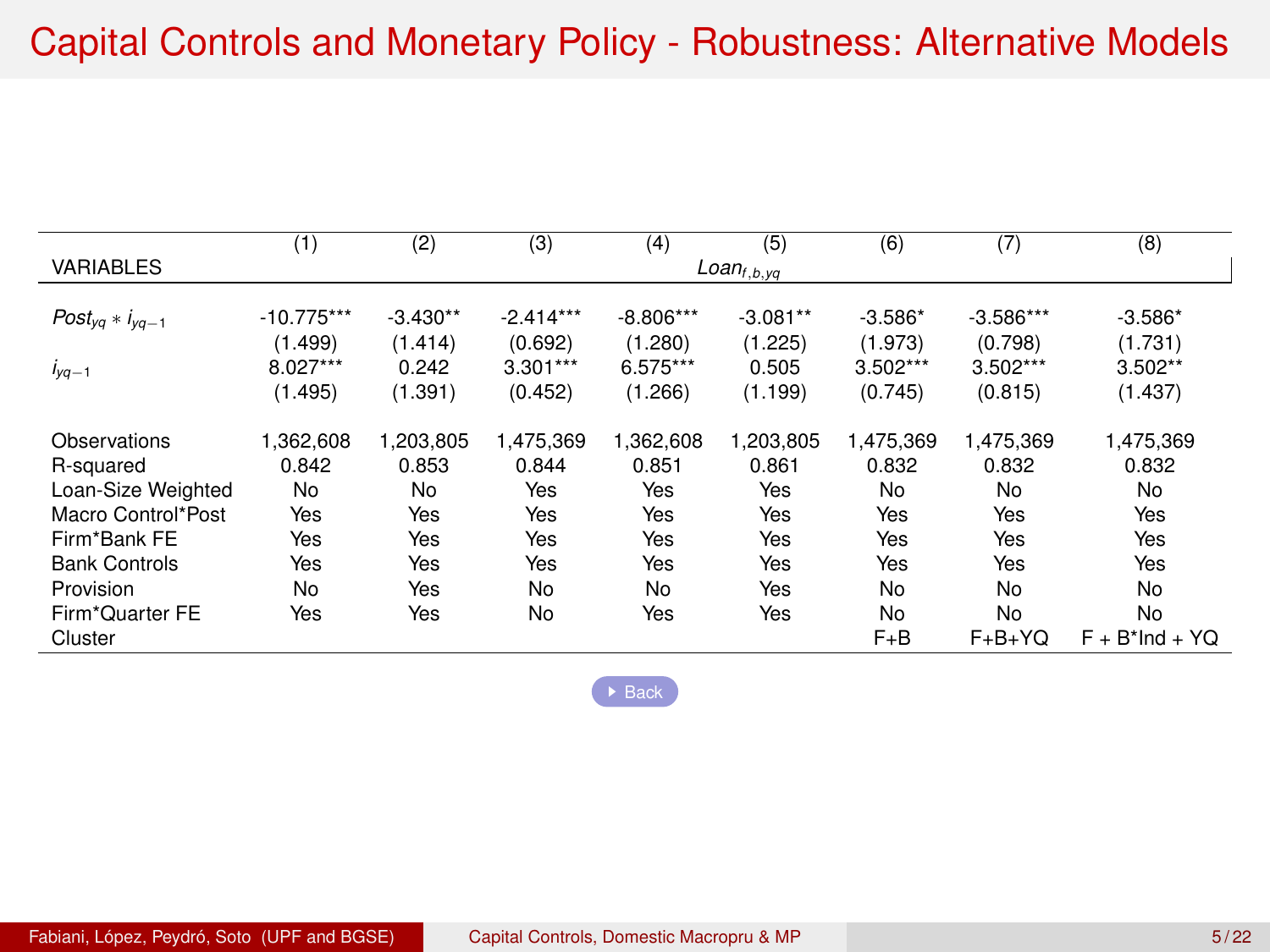# Capital Controls and Monetary Policy - Robustness: Alternative Models

| VARIABLES | (1) | (2) | (3) | (4) | (5) | (6) | (7) | (8) |
|---|---|---|---|---|---|---|---|---|
| | $Loan_{f,b,yq}$ | | | | | | | |
| $Post_{yq} * i_{yq-1}$ | -10.775*** | -3.430** | -2.414*** | -8.806*** | -3.081** | -3.586* | -3.586*** | -3.586* |
| | (1.499) | (1.414) | (0.692) | (1.280) | (1.225) | (1.973) | (0.798) | (1.731) |
| $i_{yq-1}$ | 8.027*** | 0.242 | 3.301*** | 6.575*** | 0.505 | 3.502*** | 3.502*** | 3.502** |
| | (1.495) | (1.391) | (0.452) | (1.266) | (1.199) | (0.745) | (0.815) | (1.437) |
| Observations | 1,362,608 | 1,203,805 | 1,475,369 | 1,362,608 | 1,203,805 | 1,475,369 | 1,475,369 | 1,475,369 |
| R-squared | 0.842 | 0.853 | 0.844 | 0.851 | 0.861 | 0.832 | 0.832 | 0.832 |
| Loan-Size Weighted | No | No | Yes | Yes | Yes | No | No | No |
| Macro Control*Post | Yes | Yes | Yes | Yes | Yes | Yes | Yes | Yes |
| Firm*Bank FE | Yes | Yes | Yes | Yes | Yes | Yes | Yes | Yes |
| Bank Controls | Yes | Yes | Yes | Yes | Yes | Yes | Yes | Yes |
| Provision | No | Yes | No | No | Yes | No | No | No |
| Firm*Quarter FE | Yes | Yes | No | Yes | Yes | No | No | No |
| Cluster | | | | | | F+B | F+B+YQ | F + B*Ind + YQ |

Back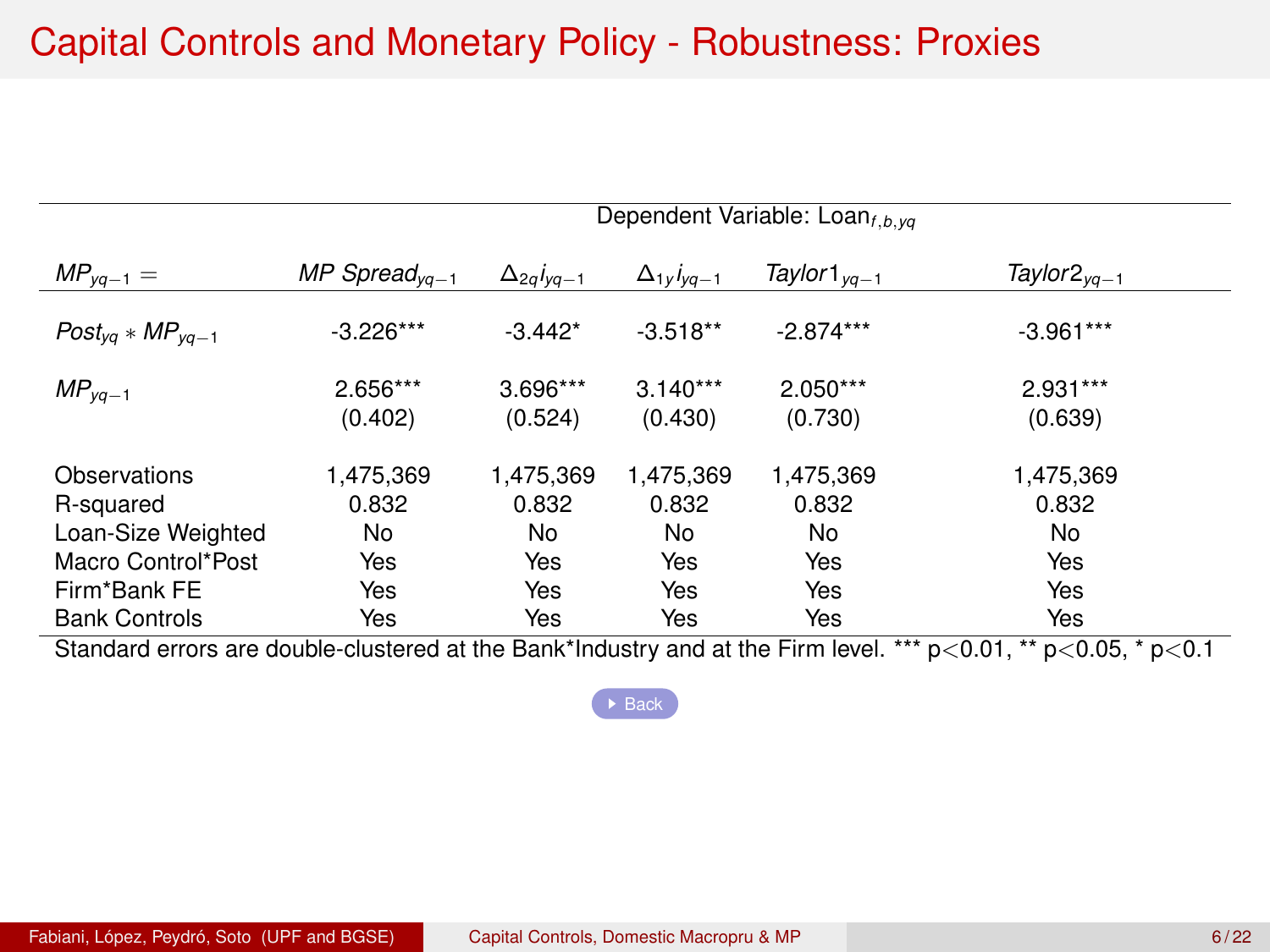# Capital Controls and Monetary Policy - Robustness: Proxies

| | Dependent Variable: $Loan_{f,b,yq}$ | | | | |
|---|---|---|---|---|---|
| $MP_{yq-1} =$ | $MP\ Spread_{yq-1}$ | $\Delta_{2q} i_{yq-1}$ | $\Delta_{1y} i_{yq-1}$ | $Taylor1_{yq-1}$ | $Taylor2_{yq-1}$ |
| $Post_{yq} * MP_{yq-1}$ | -3.226*** | -3.442* | -3.518** | -2.874*** | -3.961*** |
| $MP_{yq-1}$ | 2.656*** | 3.696*** | 3.140*** | 2.050*** | 2.931*** |
| | (0.402) | (0.524) | (0.430) | (0.730) | (0.639) |
| Observations | 1,475,369 | 1,475,369 | 1,475,369 | 1,475,369 | 1,475,369 |
| R-squared | 0.832 | 0.832 | 0.832 | 0.832 | 0.832 |
| Loan-Size Weighted | No | No | No | No | No |
| Macro Control*Post | Yes | Yes | Yes | Yes | Yes |
| Firm*Bank FE | Yes | Yes | Yes | Yes | Yes |
| Bank Controls | Yes | Yes | Yes | Yes | Yes |

Standard errors are double-clustered at the Bank*Industry and at the Firm level. *** $p<0.01$, ** $p<0.05$, * $p<0.1$

Back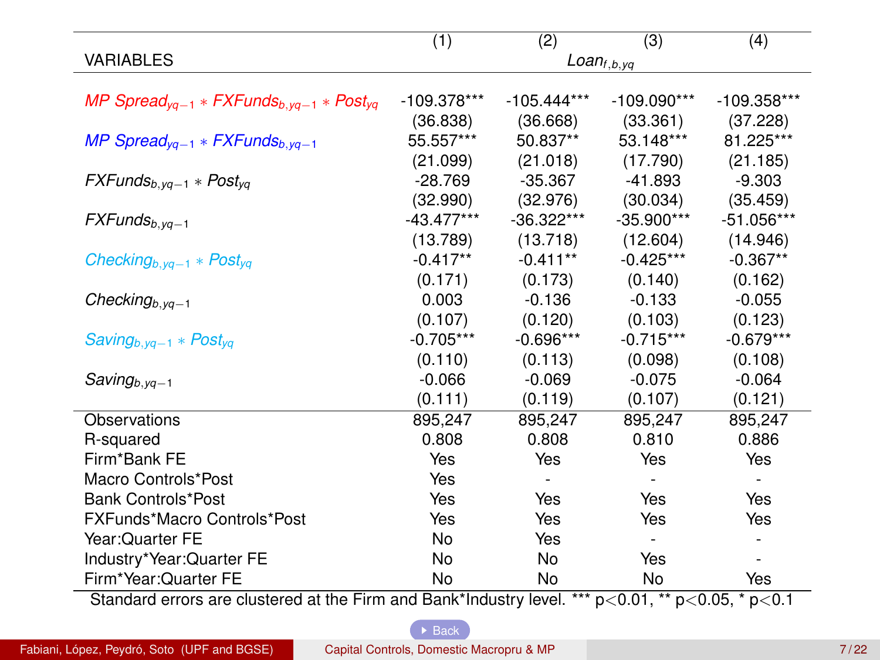| VARIABLES | (1) | (2) | (3) | (4) |
|---|---|---|---|---|
| | $Loan_{f,b,yq}$ | | | |
| $MP\ Spread_{yq-1} * FXFunds_{b,yq-1} * Post_{yq}$ | -109.378*** | -105.444*** | -109.090*** | -109.358*** |
| | (36.838) | (36.668) | (33.361) | (37.228) |
| $MP\ Spread_{yq-1} * FXFunds_{b,yq-1}$ | 55.557*** | 50.837** | 53.148*** | 81.225*** |
| | (21.099) | (21.018) | (17.790) | (21.185) |
| $FXFunds_{b,yq-1} * Post_{yq}$ | -28.769 | -35.367 | -41.893 | -9.303 |
| | (32.990) | (32.976) | (30.034) | (35.459) |
| $FXFunds_{b,yq-1}$ | -43.477*** | -36.322*** | -35.900*** | -51.056*** |
| | (13.789) | (13.718) | (12.604) | (14.946) |
| $Checking_{b,yq-1} * Post_{yq}$ | -0.417** | -0.411** | -0.425*** | -0.367** |
| | (0.171) | (0.173) | (0.140) | (0.162) |
| $Checking_{b,yq-1}$ | 0.003 | -0.136 | -0.133 | -0.055 |
| | (0.107) | (0.120) | (0.103) | (0.123) |
| $Saving_{b,yq-1} * Post_{yq}$ | -0.705*** | -0.696*** | -0.715*** | -0.679*** |
| | (0.110) | (0.113) | (0.098) | (0.108) |
| $Saving_{b,yq-1}$ | -0.066 | -0.069 | -0.075 | -0.064 |
| | (0.111) | (0.119) | (0.107) | (0.121) |
| Observations | 895,247 | 895,247 | 895,247 | 895,247 |
| R-squared | 0.808 | 0.808 | 0.810 | 0.886 |
| Firm*Bank FE | Yes | Yes | Yes | Yes |
| Macro Controls*Post | Yes | - | - | - |
| Bank Controls*Post | Yes | Yes | Yes | Yes |
| FXFunds*Macro Controls*Post | Yes | Yes | Yes | Yes |
| Year:Quarter FE | No | Yes | - | - |
| Industry*Year:Quarter FE | No | No | Yes | - |
| Firm*Year:Quarter FE | No | No | No | Yes |

Standard errors are clustered at the Firm and Bank*Industry level. *** $p<0.01$, ** $p<0.05$, * $p<0.1$

Back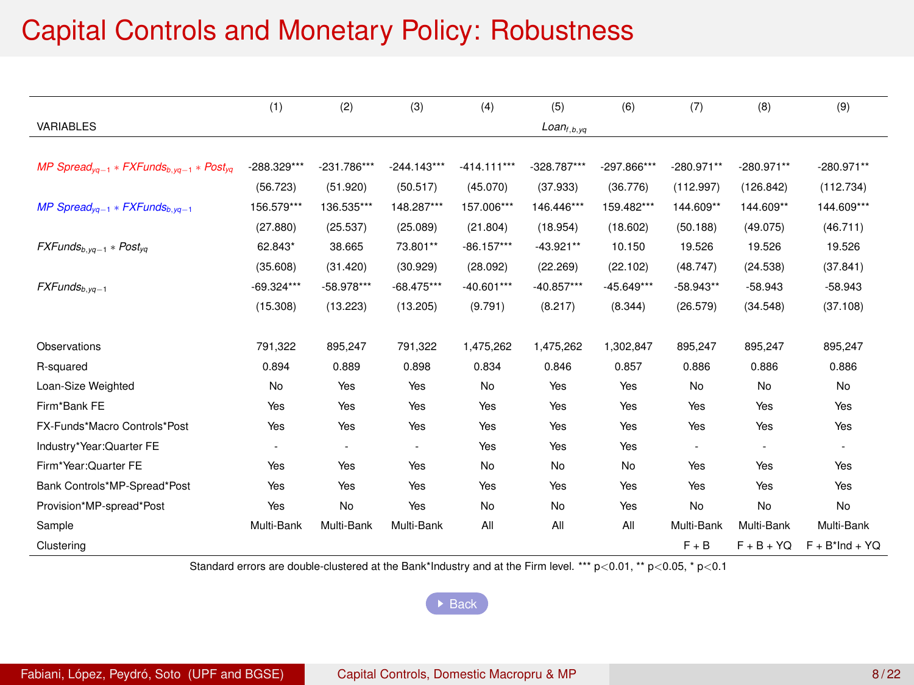# Capital Controls and Monetary Policy: Robustness

| | (1) | (2) | (3) | (4) | (5) | (6) | (7) | (8) | (9) |
|---|---|---|---|---|---|---|---|---|---|
| VARIABLES | | | | | $Loan_{f,b,yq}$ | | | | |
| $MP\ Spread_{yq-1} * FXFunds_{b,yq-1} * Post_{yq}$ | -288.329*** | -231.786*** | -244.143*** | -414.111*** | -328.787*** | -297.866*** | -280.971** | -280.971** | -280.971** |
| | (56.723) | (51.920) | (50.517) | (45.070) | (37.933) | (36.776) | (112.997) | (126.842) | (112.734) |
| $MP\ Spread_{yq-1} * FXFunds_{b,yq-1}$ | 156.579*** | 136.535*** | 148.287*** | 157.006*** | 146.446*** | 159.482*** | 144.609** | 144.609** | 144.609*** |
| | (27.880) | (25.537) | (25.089) | (21.804) | (18.954) | (18.602) | (50.188) | (49.075) | (46.711) |
| $FXFunds_{b,yq-1} * Post_{yq}$ | 62.843* | 38.665 | 73.801** | -86.157*** | -43.921** | 10.150 | 19.526 | 19.526 | 19.526 |
| | (35.608) | (31.420) | (30.929) | (28.092) | (22.269) | (22.102) | (48.747) | (24.538) | (37.841) |
| $FXFunds_{b,yq-1}$ | -69.324*** | -58.978*** | -68.475*** | -40.601*** | -40.857*** | -45.649*** | -58.943** | -58.943 | -58.943 |
| | (15.308) | (13.223) | (13.205) | (9.791) | (8.217) | (8.344) | (26.579) | (34.548) | (37.108) |
| Observations | 791,322 | 895,247 | 791,322 | 1,475,262 | 1,475,262 | 1,302,847 | 895,247 | 895,247 | 895,247 |
| R-squared | 0.894 | 0.889 | 0.898 | 0.834 | 0.846 | 0.857 | 0.886 | 0.886 | 0.886 |
| Loan-Size Weighted | No | Yes | Yes | No | Yes | Yes | No | No | No |
| Firm*Bank FE | Yes | Yes | Yes | Yes | Yes | Yes | Yes | Yes | Yes |
| FX-Funds*Macro Controls*Post | Yes | Yes | Yes | Yes | Yes | Yes | Yes | Yes | Yes |
| Industry*Year:Quarter FE | - | - | - | Yes | Yes | Yes | - | - | - |
| Firm*Year:Quarter FE | Yes | Yes | Yes | No | No | No | Yes | Yes | Yes |
| Bank Controls*MP-Spread*Post | Yes | Yes | Yes | Yes | Yes | Yes | Yes | Yes | Yes |
| Provision*MP-spread*Post | Yes | No | Yes | No | No | Yes | No | No | No |
| Sample | Multi-Bank | Multi-Bank | Multi-Bank | All | All | All | Multi-Bank | Multi-Bank | Multi-Bank |
| Clustering | | | | | | | F + B | F + B + YQ | F + B*Ind + YQ |

Standard errors are double-clustered at the Bank*Industry and at the Firm level. *** $p<0.01$, ** $p<0.05$, * $p<0.1$

Back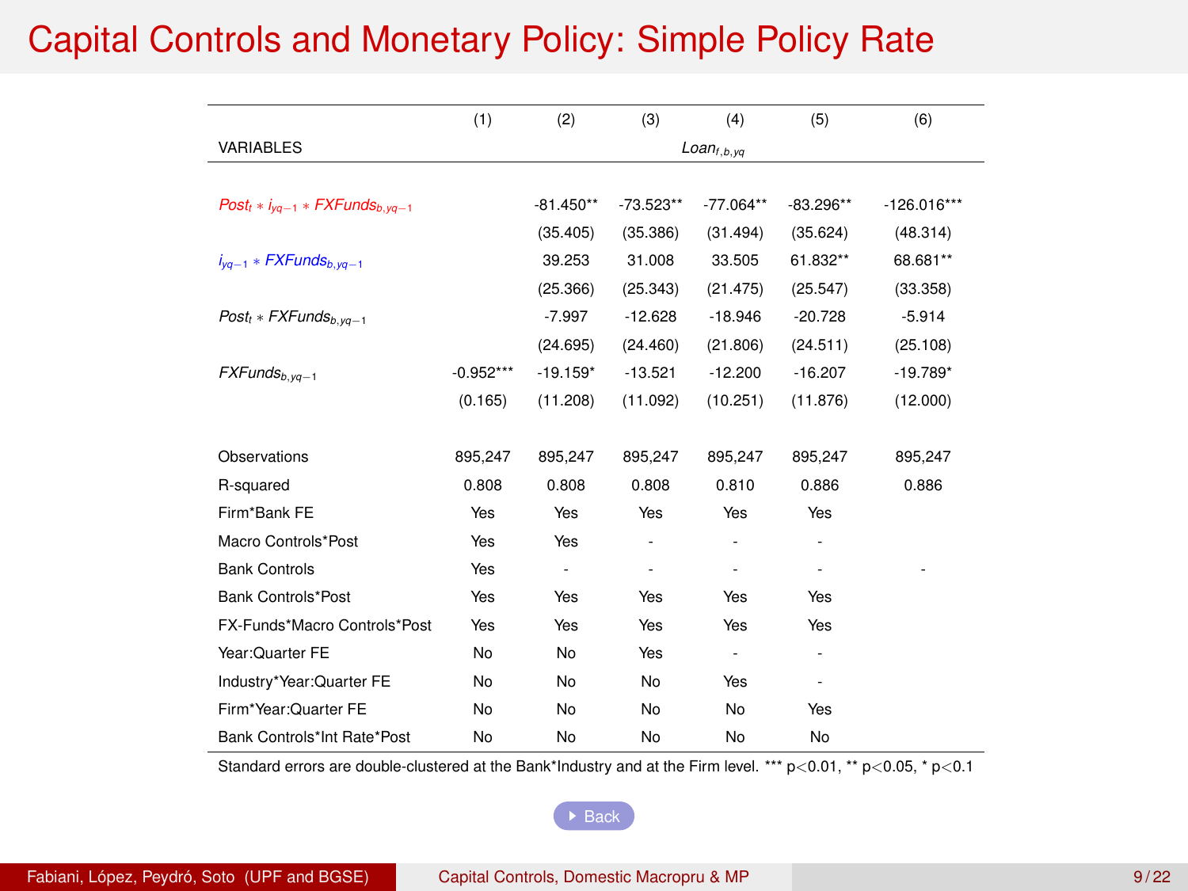# Capital Controls and Monetary Policy: Simple Policy Rate

| VARIABLES | (1) | (2) | (3) | (4) | (5) | (6) |
|---|---|---|---|---|---|---|
| | | | | $Loan_{f,b,yq}$ | | |
| $Post_t * i_{yq-1} * FXFunds_{b,yq-1}$ | | -81.450** | -73.523** | -77.064** | -83.296** | -126.016*** |
| | | (35.405) | (35.386) | (31.494) | (35.624) | (48.314) |
| $i_{yq-1} * FXFunds_{b,yq-1}$ | | 39.253 | 31.008 | 33.505 | 61.832** | 68.681** |
| | | (25.366) | (25.343) | (21.475) | (25.547) | (33.358) |
| $Post_t * FXFunds_{b,yq-1}$ | | -7.997 | -12.628 | -18.946 | -20.728 | -5.914 |
| | | (24.695) | (24.460) | (21.806) | (24.511) | (25.108) |
| $FXFunds_{b,yq-1}$ | -0.952*** | -19.159* | -13.521 | -12.200 | -16.207 | -19.789* |
| | (0.165) | (11.208) | (11.092) | (10.251) | (11.876) | (12.000) |
| Observations | 895,247 | 895,247 | 895,247 | 895,247 | 895,247 | 895,247 |
| R-squared | 0.808 | 0.808 | 0.808 | 0.810 | 0.886 | 0.886 |
| Firm*Bank FE | Yes | Yes | Yes | Yes | Yes | |
| Macro Controls*Post | Yes | Yes | - | - | - | |
| Bank Controls | Yes | - | - | - | - | - |
| Bank Controls*Post | Yes | Yes | Yes | Yes | Yes | |
| FX-Funds*Macro Controls*Post | Yes | Yes | Yes | Yes | Yes | |
| Year:Quarter FE | No | No | Yes | - | - | |
| Industry*Year:Quarter FE | No | No | No | Yes | - | |
| Firm*Year:Quarter FE | No | No | No | No | Yes | |
| Bank Controls*Int Rate*Post | No | No | No | No | No | |

Standard errors are double-clustered at the Bank*Industry and at the Firm level. *** p<0.01, ** p<0.05, * p<0.1

Back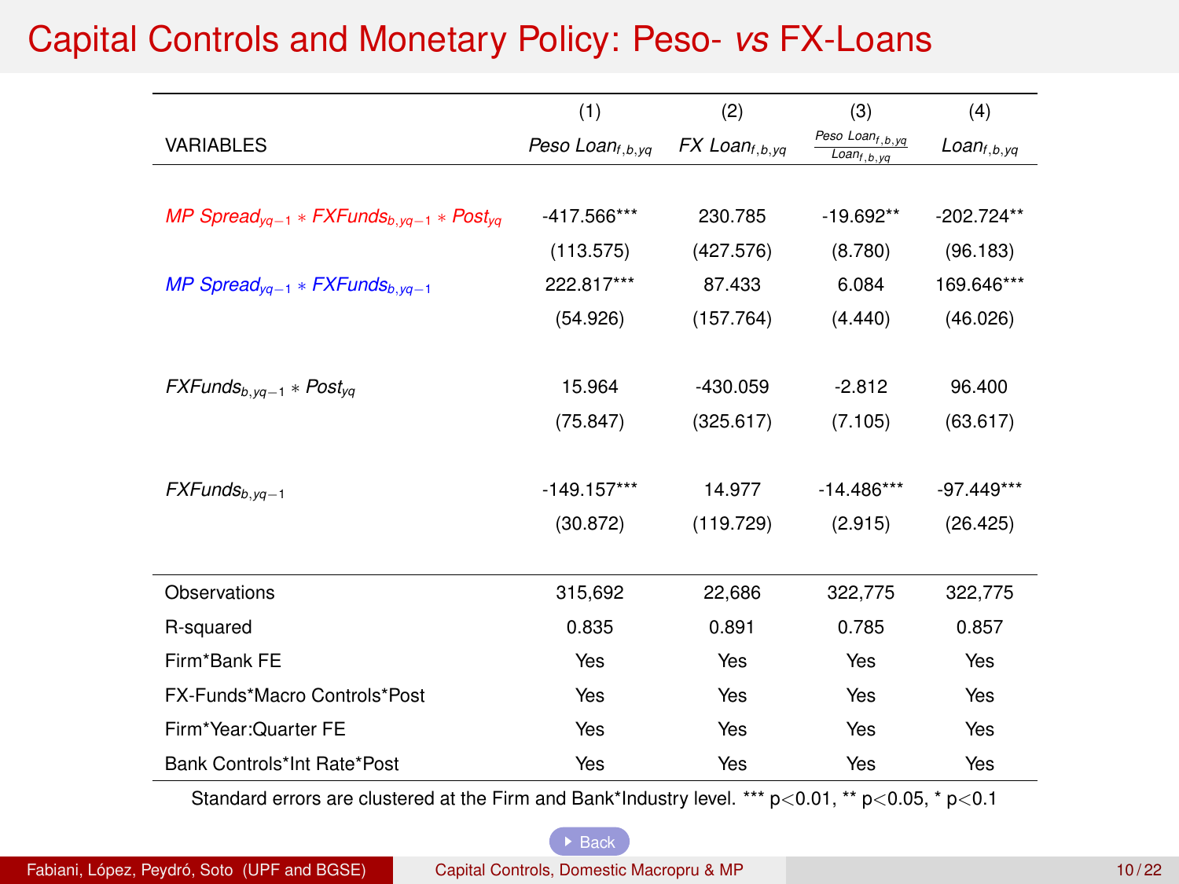# Capital Controls and Monetary Policy: Peso- *vs* FX-Loans

| VARIABLES | (1) $Peso\ Loan_{f,b,yq}$ | (2) $FX\ Loan_{f,b,yq}$ | (3) $\frac{Peso\ Loan_{f,b,yq}}{Loan_{f,b,yq}}$ | (4) $Loan_{f,b,yq}$ |
|---|---|---|---|---|
| $MP\ Spread_{yq-1} * FXFunds_{b,yq-1} * Post_{yq}$ | -417.566*** | 230.785 | -19.692** | -202.724** |
| | (113.575) | (427.576) | (8.780) | (96.183) |
| $MP\ Spread_{yq-1} * FXFunds_{b,yq-1}$ | 222.817*** | 87.433 | 6.084 | 169.646*** |
| | (54.926) | (157.764) | (4.440) | (46.026) |
| $FXFunds_{b,yq-1} * Post_{yq}$ | 15.964 | -430.059 | -2.812 | 96.400 |
| | (75.847) | (325.617) | (7.105) | (63.617) |
| $FXFunds_{b,yq-1}$ | -149.157*** | 14.977 | -14.486*** | -97.449*** |
| | (30.872) | (119.729) | (2.915) | (26.425) |
| Observations | 315,692 | 22,686 | 322,775 | 322,775 |
| R-squared | 0.835 | 0.891 | 0.785 | 0.857 |
| Firm*Bank FE | Yes | Yes | Yes | Yes |
| FX-Funds*Macro Controls*Post | Yes | Yes | Yes | Yes |
| Firm*Year:Quarter FE | Yes | Yes | Yes | Yes |
| Bank Controls*Int Rate*Post | Yes | Yes | Yes | Yes |

Standard errors are clustered at the Firm and Bank*Industry level. *** $p<0.01$, ** $p<0.05$, * $p<0.1$

Back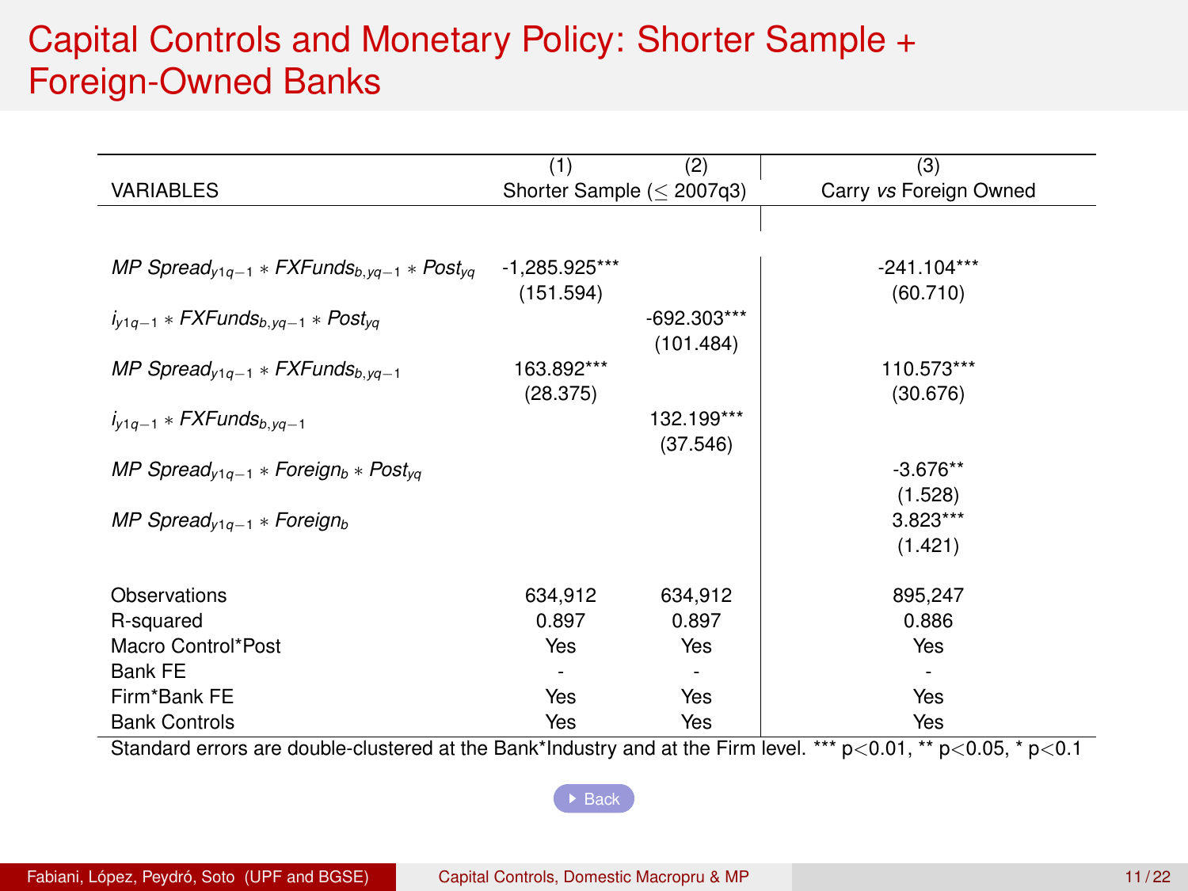# Capital Controls and Monetary Policy: Shorter Sample + Foreign-Owned Banks

| VARIABLES | (1) | (2) | (3) |
|---|---|---|---|
| | Shorter Sample ($\leq$ 2007q3) | | Carry *vs* Foreign Owned |
| $MP\ Spread_{y1q-1} * FXFunds_{b,yq-1} * Post_{yq}$ | -1,285.925*** | | -241.104*** |
| | (151.594) | | (60.710) |
| $i_{y1q-1} * FXFunds_{b,yq-1} * Post_{yq}$ | | -692.303*** | |
| | | (101.484) | |
| $MP\ Spread_{y1q-1} * FXFunds_{b,yq-1}$ | 163.892*** | | 110.573*** |
| | (28.375) | | (30.676) |
| $i_{y1q-1} * FXFunds_{b,yq-1}$ | | 132.199*** | |
| | | (37.546) | |
| $MP\ Spread_{y1q-1} * Foreign_b * Post_{yq}$ | | | -3.676** |
| | | | (1.528) |
| $MP\ Spread_{y1q-1} * Foreign_b$ | | | 3.823*** |
| | | | (1.421) |
| Observations | 634,912 | 634,912 | 895,247 |
| R-squared | 0.897 | 0.897 | 0.886 |
| Macro Control*Post | Yes | Yes | Yes |
| Bank FE | - | - | - |
| Firm*Bank FE | Yes | Yes | Yes |
| Bank Controls | Yes | Yes | Yes |

Standard errors are double-clustered at the Bank*Industry and at the Firm level. *** p<0.01, ** p<0.05, * p<0.1

Back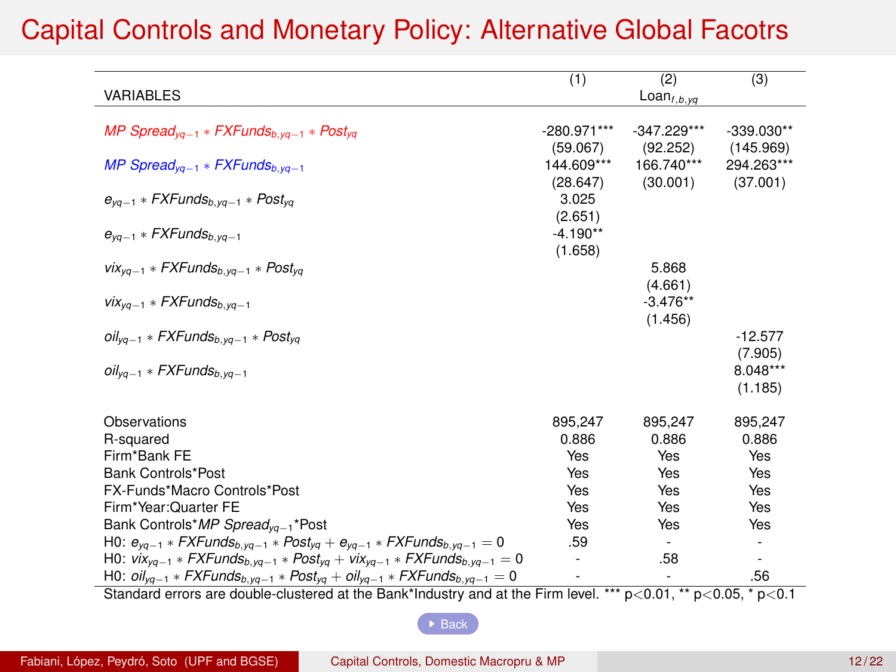# Capital Controls and Monetary Policy: Alternative Global Facotrs

| VARIABLES | (1) | (2) Loan$_{f,b,yq}$ | (3) |
|---|---|---|---|
| $MP\ Spread_{yq-1} * FXFunds_{b,yq-1} * Post_{yq}$ | -280.971*** | -347.229*** | -339.030** |
| | (59.067) | (92.252) | (145.969) |
| $MP\ Spread_{yq-1} * FXFunds_{b,yq-1}$ | 144.609*** | 166.740*** | 294.263*** |
| | (28.647) | (30.001) | (37.001) |
| $e_{yq-1} * FXFunds_{b,yq-1} * Post_{yq}$ | 3.025 | | |
| | (2.651) | | |
| $e_{yq-1} * FXFunds_{b,yq-1}$ | -4.190** | | |
| | (1.658) | | |
| $vix_{yq-1} * FXFunds_{b,yq-1} * Post_{yq}$ | | 5.868 | |
| | | (4.661) | |
| $vix_{yq-1} * FXFunds_{b,yq-1}$ | | -3.476** | |
| | | (1.456) | |
| $oil_{yq-1} * FXFunds_{b,yq-1} * Post_{yq}$ | | | -12.577 |
| | | | (7.905) |
| $oil_{yq-1} * FXFunds_{b,yq-1}$ | | | 8.048*** |
| | | | (1.185) |
| Observations | 895,247 | 895,247 | 895,247 |
| R-squared | 0.886 | 0.886 | 0.886 |
| Firm*Bank FE | Yes | Yes | Yes |
| Bank Controls*Post | Yes | Yes | Yes |
| FX-Funds*Macro Controls*Post | Yes | Yes | Yes |
| Firm*Year:Quarter FE | Yes | Yes | Yes |
| Bank Controls*$MP\ Spread_{yq-1}$*Post | Yes | Yes | Yes |
| H0: $e_{yq-1} * FXFunds_{b,yq-1} * Post_{yq} + e_{yq-1} * FXFunds_{b,yq-1} = 0$ | .59 | - | - |
| H0: $vix_{yq-1} * FXFunds_{b,yq-1} * Post_{yq} + vix_{yq-1} * FXFunds_{b,yq-1} = 0$ | - | .58 | - |
| H0: $oil_{yq-1} * FXFunds_{b,yq-1} * Post_{yq} + oil_{yq-1} * FXFunds_{b,yq-1} = 0$ | - | - | .56 |

Standard errors are double-clustered at the Bank*Industry and at the Firm level. *** $p<0.01$, ** $p<0.05$, * $p<0.1$

Back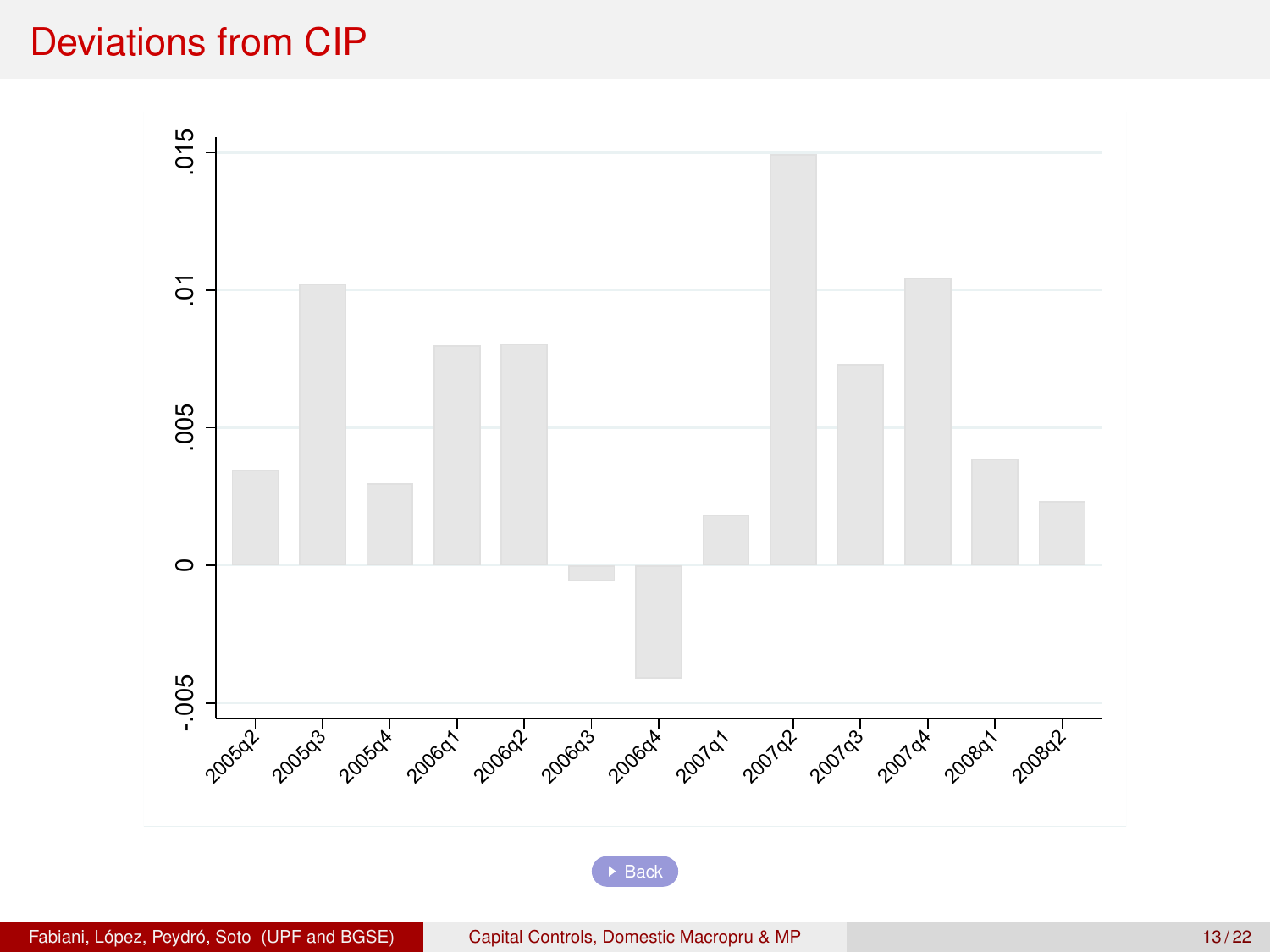# Deviations from CIP

Back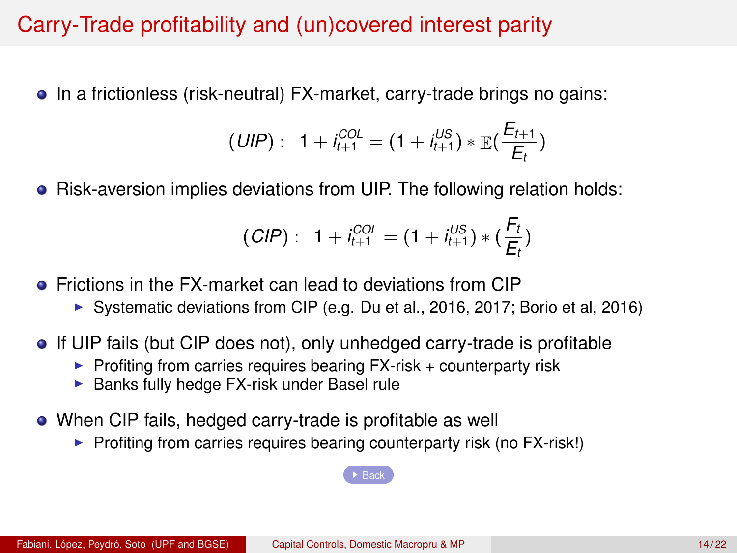# Carry-Trade profitability and (un)covered interest parity

- In a frictionless (risk-neutral) FX-market, carry-trade brings no gains:

$$(UIP): \quad 1 + i_{t+1}^{COL} = (1 + i_{t+1}^{US}) * \mathbb{E}(\frac{E_{t+1}}{E_t})$$

- Risk-aversion implies deviations from UIP. The following relation holds:

$$(CIP): \quad 1 + i_{t+1}^{COL} = (1 + i_{t+1}^{US}) * (\frac{F_t}{E_t})$$

- Frictions in the FX-market can lead to deviations from CIP
  - Systematic deviations from CIP (e.g. Du et al., 2016, 2017; Borio et al, 2016)
- If UIP fails (but CIP does not), only unhedged carry-trade is profitable
  - Profiting from carries requires bearing FX-risk + counterparty risk
  - Banks fully hedge FX-risk under Basel rule
- When CIP fails, hedged carry-trade is profitable as well
  - Profiting from carries requires bearing counterparty risk (no FX-risk!)

Back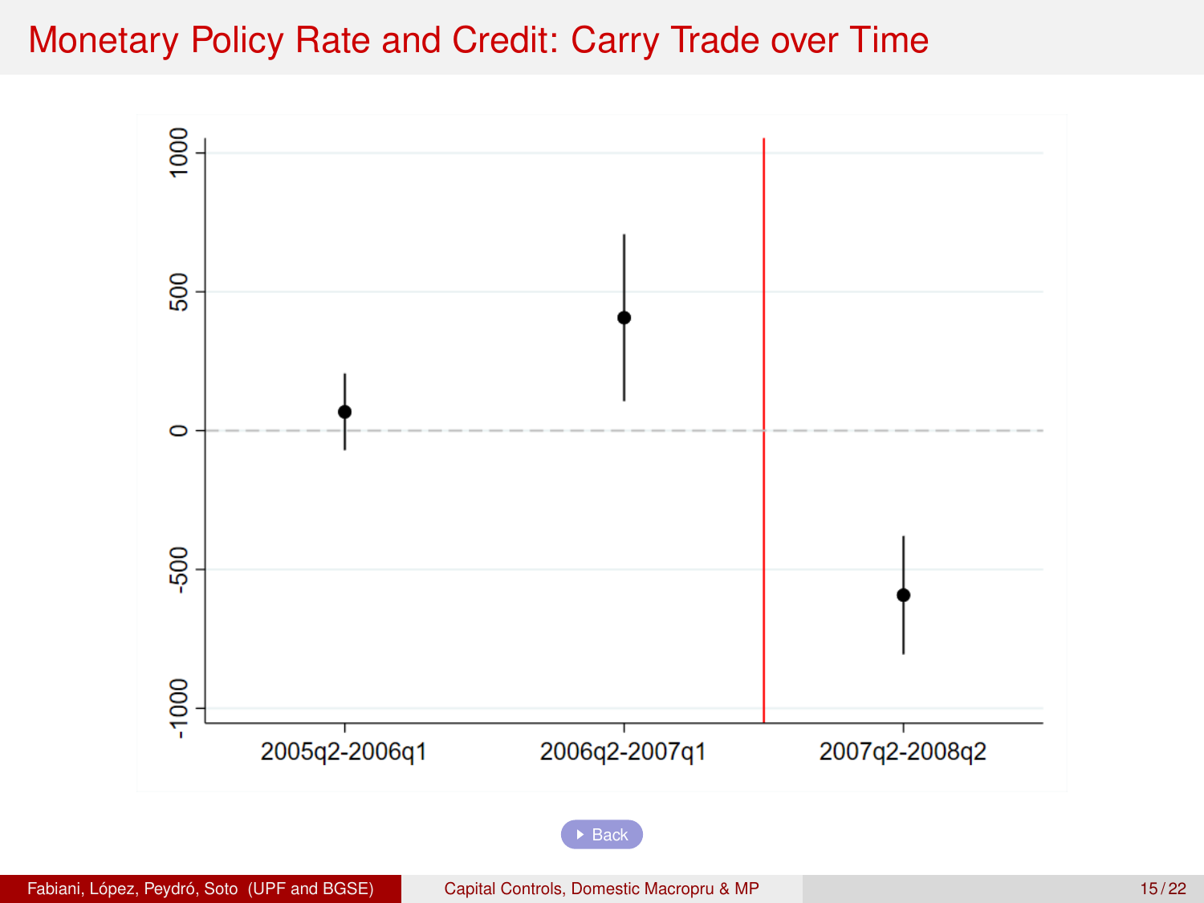# Monetary Policy Rate and Credit: Carry Trade over Time

1000

500

0

-500

-1000

2005q2-2006q1

2006q2-2007q1

2007q2-2008q2

Back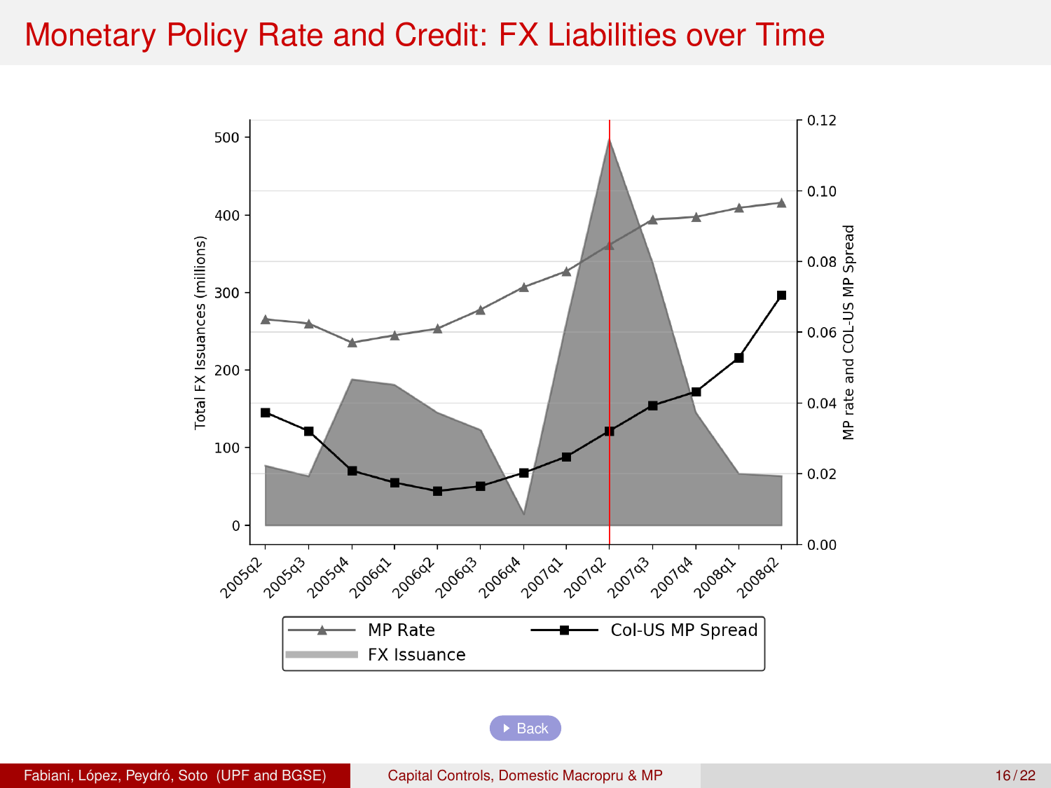# Monetary Policy Rate and Credit: FX Liabilities over Time

Back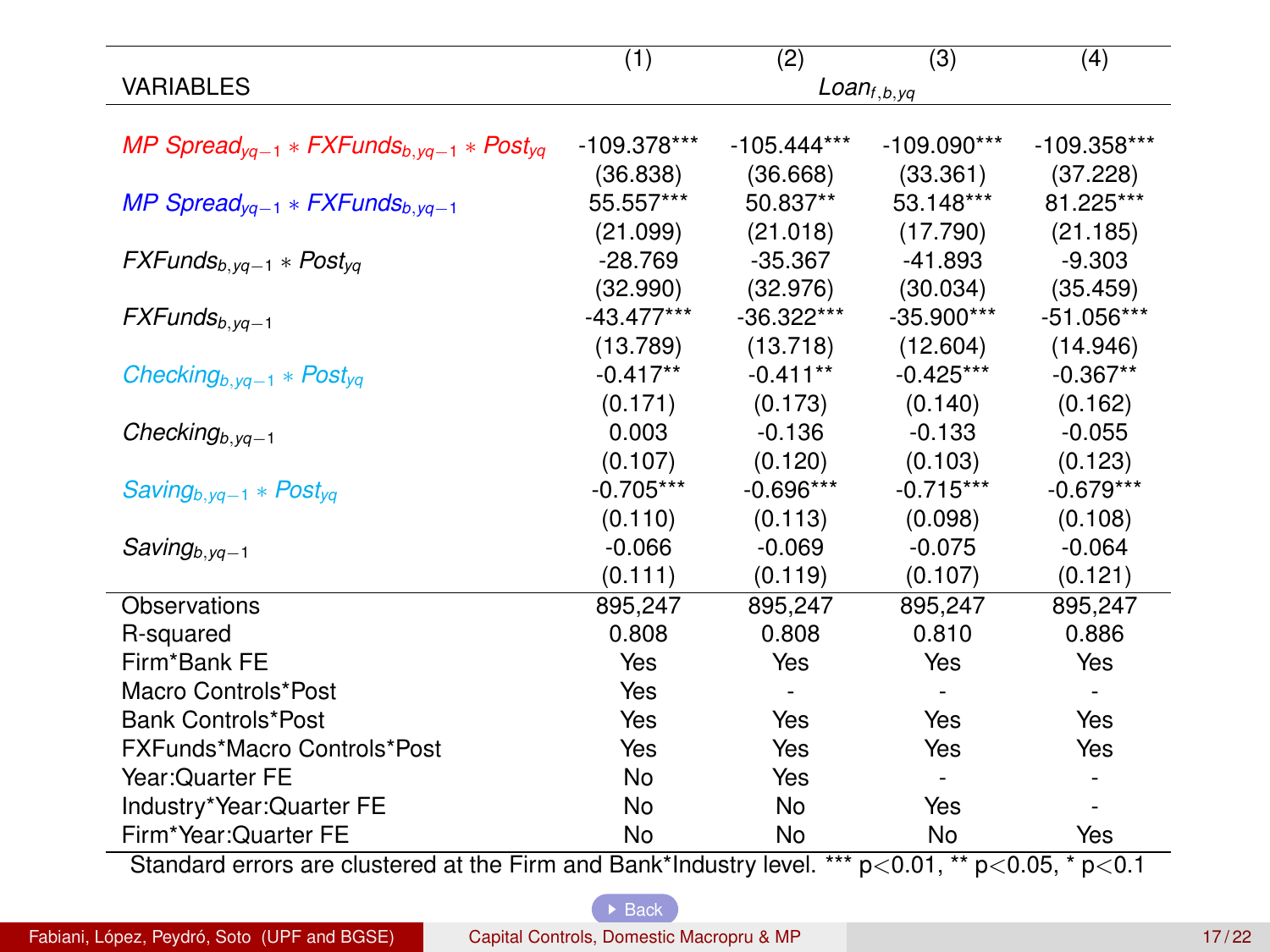| VARIABLES | (1) | (2) | (3) | (4) |
|---|---|---|---|---|
| | $Loan_{f,b,yq}$ | | | |
| $MP\ Spread_{yq-1} * FXFunds_{b,yq-1} * Post_{yq}$ | -109.378*** | -105.444*** | -109.090*** | -109.358*** |
| | (36.838) | (36.668) | (33.361) | (37.228) |
| $MP\ Spread_{yq-1} * FXFunds_{b,yq-1}$ | 55.557*** | 50.837** | 53.148*** | 81.225*** |
| | (21.099) | (21.018) | (17.790) | (21.185) |
| $FXFunds_{b,yq-1} * Post_{yq}$ | -28.769 | -35.367 | -41.893 | -9.303 |
| | (32.990) | (32.976) | (30.034) | (35.459) |
| $FXFunds_{b,yq-1}$ | -43.477*** | -36.322*** | -35.900*** | -51.056*** |
| | (13.789) | (13.718) | (12.604) | (14.946) |
| $Checking_{b,yq-1} * Post_{yq}$ | -0.417** | -0.411** | -0.425*** | -0.367** |
| | (0.171) | (0.173) | (0.140) | (0.162) |
| $Checking_{b,yq-1}$ | 0.003 | -0.136 | -0.133 | -0.055 |
| | (0.107) | (0.120) | (0.103) | (0.123) |
| $Saving_{b,yq-1} * Post_{yq}$ | -0.705*** | -0.696*** | -0.715*** | -0.679*** |
| | (0.110) | (0.113) | (0.098) | (0.108) |
| $Saving_{b,yq-1}$ | -0.066 | -0.069 | -0.075 | -0.064 |
| | (0.111) | (0.119) | (0.107) | (0.121) |
| Observations | 895,247 | 895,247 | 895,247 | 895,247 |
| R-squared | 0.808 | 0.808 | 0.810 | 0.886 |
| Firm*Bank FE | Yes | Yes | Yes | Yes |
| Macro Controls*Post | Yes | - | - | - |
| Bank Controls*Post | Yes | Yes | Yes | Yes |
| FXFunds*Macro Controls*Post | Yes | Yes | Yes | Yes |
| Year:Quarter FE | No | Yes | - | - |
| Industry*Year:Quarter FE | No | No | Yes | - |
| Firm*Year:Quarter FE | No | No | No | Yes |

Standard errors are clustered at the Firm and Bank*Industry level. *** $p<0.01$, ** $p<0.05$, * $p<0.1$

Back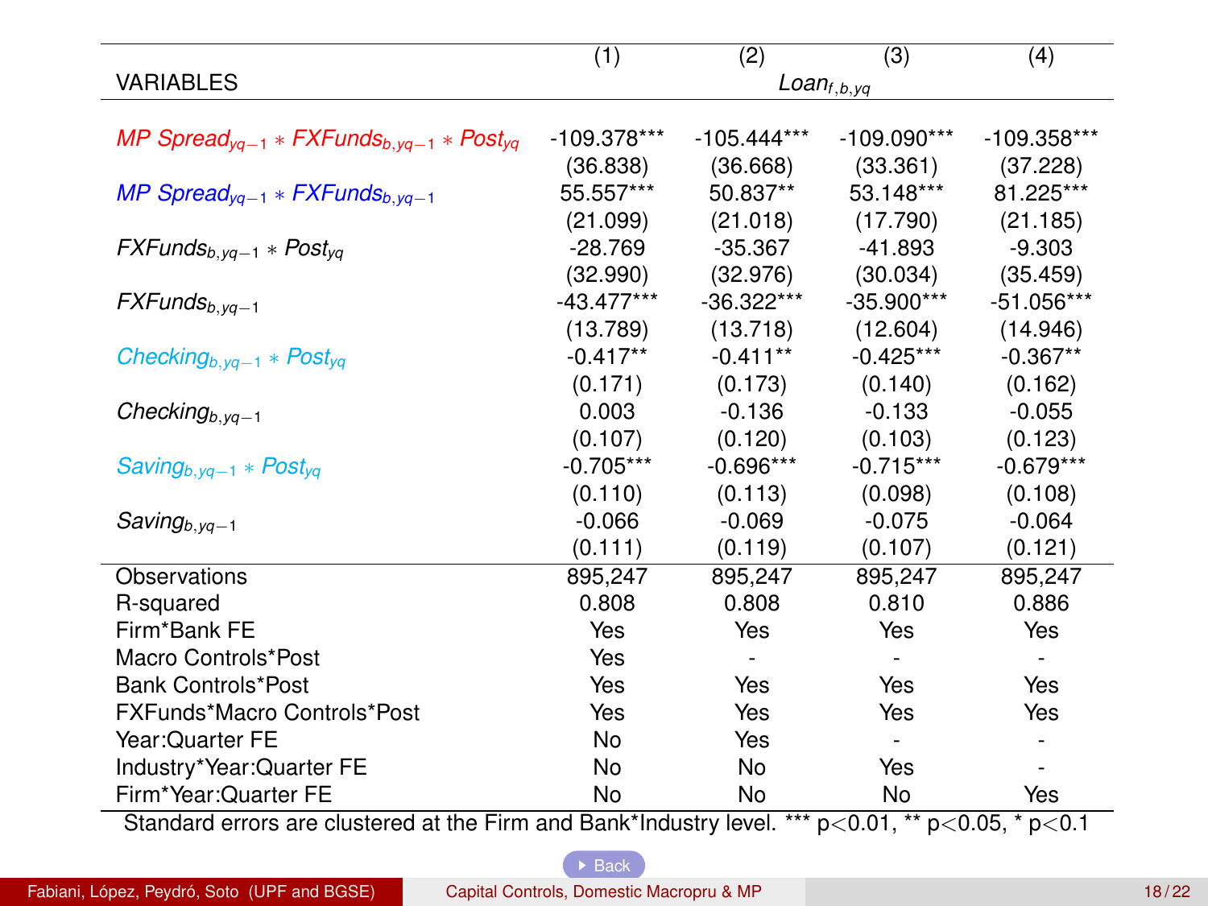| VARIABLES | (1) | (2) | (3) | (4) |
|---|---|---|---|---|
| | $Loan_{f,b,yq}$ | | | |
| $MP\ Spread_{yq-1} * FXFunds_{b,yq-1} * Post_{yq}$ | -109.378*** | -105.444*** | -109.090*** | -109.358*** |
| | (36.838) | (36.668) | (33.361) | (37.228) |
| $MP\ Spread_{yq-1} * FXFunds_{b,yq-1}$ | 55.557*** | 50.837** | 53.148*** | 81.225*** |
| | (21.099) | (21.018) | (17.790) | (21.185) |
| $FXFunds_{b,yq-1} * Post_{yq}$ | -28.769 | -35.367 | -41.893 | -9.303 |
| | (32.990) | (32.976) | (30.034) | (35.459) |
| $FXFunds_{b,yq-1}$ | -43.477*** | -36.322*** | -35.900*** | -51.056*** |
| | (13.789) | (13.718) | (12.604) | (14.946) |
| $Checking_{b,yq-1} * Post_{yq}$ | -0.417** | -0.411** | -0.425*** | -0.367** |
| | (0.171) | (0.173) | (0.140) | (0.162) |
| $Checking_{b,yq-1}$ | 0.003 | -0.136 | -0.133 | -0.055 |
| | (0.107) | (0.120) | (0.103) | (0.123) |
| $Saving_{b,yq-1} * Post_{yq}$ | -0.705*** | -0.696*** | -0.715*** | -0.679*** |
| | (0.110) | (0.113) | (0.098) | (0.108) |
| $Saving_{b,yq-1}$ | -0.066 | -0.069 | -0.075 | -0.064 |
| | (0.111) | (0.119) | (0.107) | (0.121) |
| Observations | 895,247 | 895,247 | 895,247 | 895,247 |
| R-squared | 0.808 | 0.808 | 0.810 | 0.886 |
| Firm*Bank FE | Yes | Yes | Yes | Yes |
| Macro Controls*Post | Yes | - | - | - |
| Bank Controls*Post | Yes | Yes | Yes | Yes |
| FXFunds*Macro Controls*Post | Yes | Yes | Yes | Yes |
| Year:Quarter FE | No | Yes | - | - |
| Industry*Year:Quarter FE | No | No | Yes | - |
| Firm*Year:Quarter FE | No | No | No | Yes |

Standard errors are clustered at the Firm and Bank*Industry level. *** $p<0.01$, ** $p<0.05$, * $p<0.1$

Back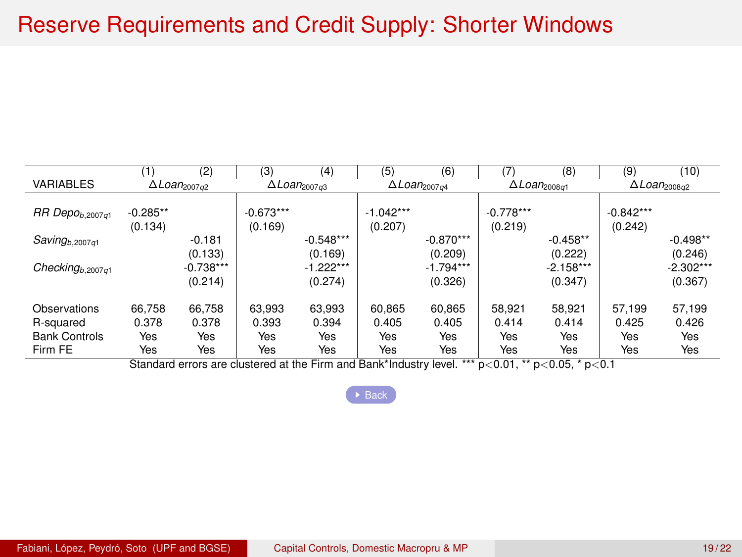# Reserve Requirements and Credit Supply: Shorter Windows

| VARIABLES | (1) | (2) | (3) | (4) | (5) | (6) | (7) | (8) | (9) | (10) |
|---|---|---|---|---|---|---|---|---|---|---|
| | $\Delta Loan_{2007q2}$ | | $\Delta Loan_{2007q3}$ | | $\Delta Loan_{2007q4}$ | | $\Delta Loan_{2008q1}$ | | $\Delta Loan_{2008q2}$ | |
| $RR\ Depo_{b,2007q1}$ | -0.285** | | -0.673*** | | -1.042*** | | -0.778*** | | -0.842*** | |
| | (0.134) | | (0.169) | | (0.207) | | (0.219) | | (0.242) | |
| $Saving_{b,2007q1}$ | | -0.181 | | -0.548*** | | -0.870*** | | -0.458** | | -0.498** |
| | | (0.133) | | (0.169) | | (0.209) | | (0.222) | | (0.246) |
| $Checking_{b,2007q1}$ | | -0.738*** | | -1.222*** | | -1.794*** | | -2.158*** | | -2.302*** |
| | | (0.214) | | (0.274) | | (0.326) | | (0.347) | | (0.367) |
| Observations | 66,758 | 66,758 | 63,993 | 63,993 | 60,865 | 60,865 | 58,921 | 58,921 | 57,199 | 57,199 |
| R-squared | 0.378 | 0.378 | 0.393 | 0.394 | 0.405 | 0.405 | 0.414 | 0.414 | 0.425 | 0.426 |
| Bank Controls | Yes | Yes | Yes | Yes | Yes | Yes | Yes | Yes | Yes | Yes |
| Firm FE | Yes | Yes | Yes | Yes | Yes | Yes | Yes | Yes | Yes | Yes |

Standard errors are clustered at the Firm and Bank*Industry level. *** $p<0.01$, ** $p<0.05$, * $p<0.1$

Back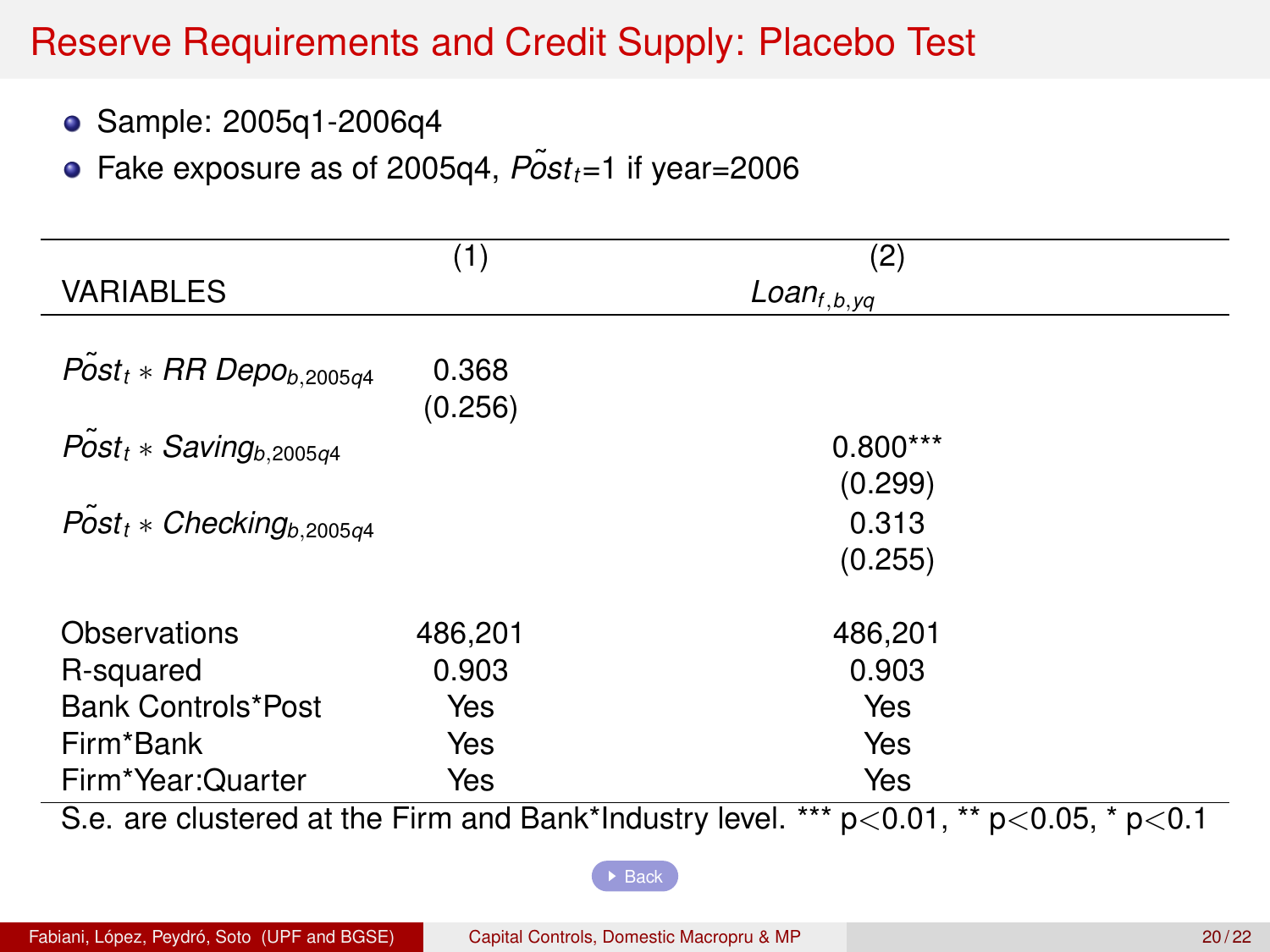# Reserve Requirements and Credit Supply: Placebo Test

- Sample: 2005q1-2006q4
- Fake exposure as of 2005q4, $\tilde{Post}_t$=1 if year=2006

| VARIABLES | (1) | (2) |
|---|---|---|
| | $Loan_{f,b,yq}$ | |
| $\tilde{Post}_t * RR\ Depo_{b,2005q4}$ | 0.368 | |
| | (0.256) | |
| $\tilde{Post}_t * Saving_{b,2005q4}$ | | 0.800*** |
| | | (0.299) |
| $\tilde{Post}_t * Checking_{b,2005q4}$ | | 0.313 |
| | | (0.255) |
| Observations | 486,201 | 486,201 |
| R-squared | 0.903 | 0.903 |
| Bank Controls*Post | Yes | Yes |
| Firm*Bank | Yes | Yes |
| Firm*Year:Quarter | Yes | Yes |

S.e. are clustered at the Firm and Bank*Industry level. *** p<0.01, ** p<0.05, * p<0.1

Back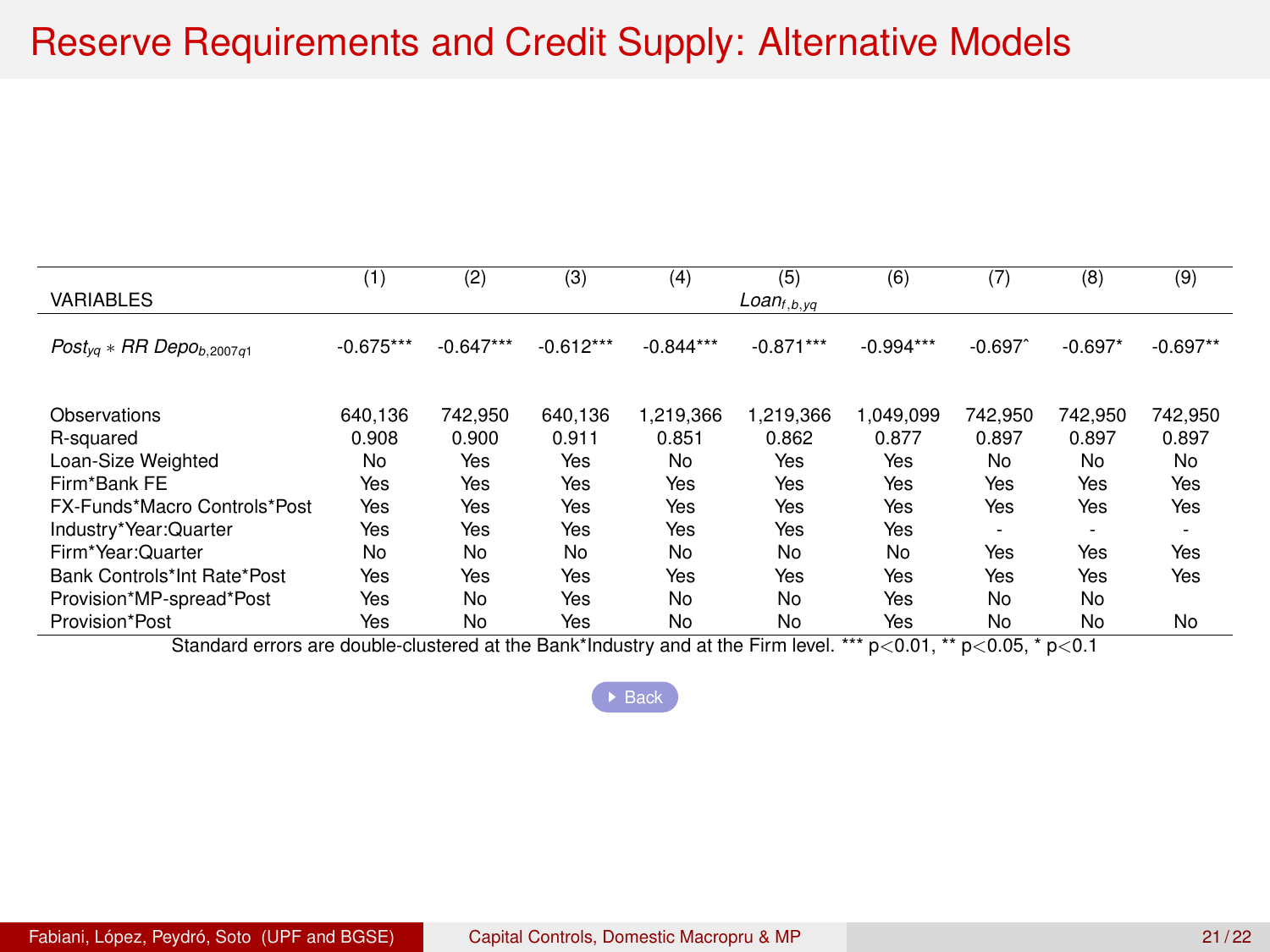# Reserve Requirements and Credit Supply: Alternative Models

| VARIABLES | (1) | (2) | (3) | (4) | (5) $Loan_{f,b,yq}$ | (6) | (7) | (8) | (9) |
|---|---|---|---|---|---|---|---|---|---|
| $Post_{yq} * RR\ Depo_{b,2007q1}$ | -0.675*** | -0.647*** | -0.612*** | -0.844*** | -0.871*** | -0.994*** | -0.697ˆ | -0.697* | -0.697** |
| Observations | 640,136 | 742,950 | 640,136 | 1,219,366 | 1,219,366 | 1,049,099 | 742,950 | 742,950 | 742,950 |
| R-squared | 0.908 | 0.900 | 0.911 | 0.851 | 0.862 | 0.877 | 0.897 | 0.897 | 0.897 |
| Loan-Size Weighted | No | Yes | Yes | No | Yes | Yes | No | No | No |
| Firm*Bank FE | Yes | Yes | Yes | Yes | Yes | Yes | Yes | Yes | Yes |
| FX-Funds*Macro Controls*Post | Yes | Yes | Yes | Yes | Yes | Yes | Yes | Yes | Yes |
| Industry*Year:Quarter | Yes | Yes | Yes | Yes | Yes | Yes | - | - | - |
| Firm*Year:Quarter | No | No | No | No | No | No | Yes | Yes | Yes |
| Bank Controls*Int Rate*Post | Yes | Yes | Yes | Yes | Yes | Yes | Yes | Yes | Yes |
| Provision*MP-spread*Post | Yes | No | Yes | No | No | Yes | No | No | |
| Provision*Post | Yes | No | Yes | No | No | Yes | No | No | No |

Standard errors are double-clustered at the Bank*Industry and at the Firm level. *** $p<0.01$, ** $p<0.05$, * $p<0.1$

Back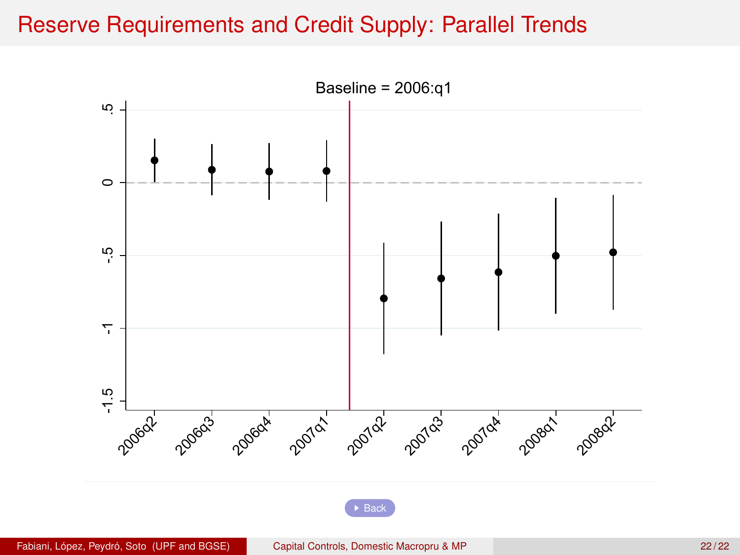# Reserve Requirements and Credit Supply: Parallel Trends

Baseline = 2006:q1

.5

0

-.5

-1

-1.5

2006q2

2006q3

2006q4

2007q1

2007q2

2007q3

2007q4

2008q1

2008q2

Back